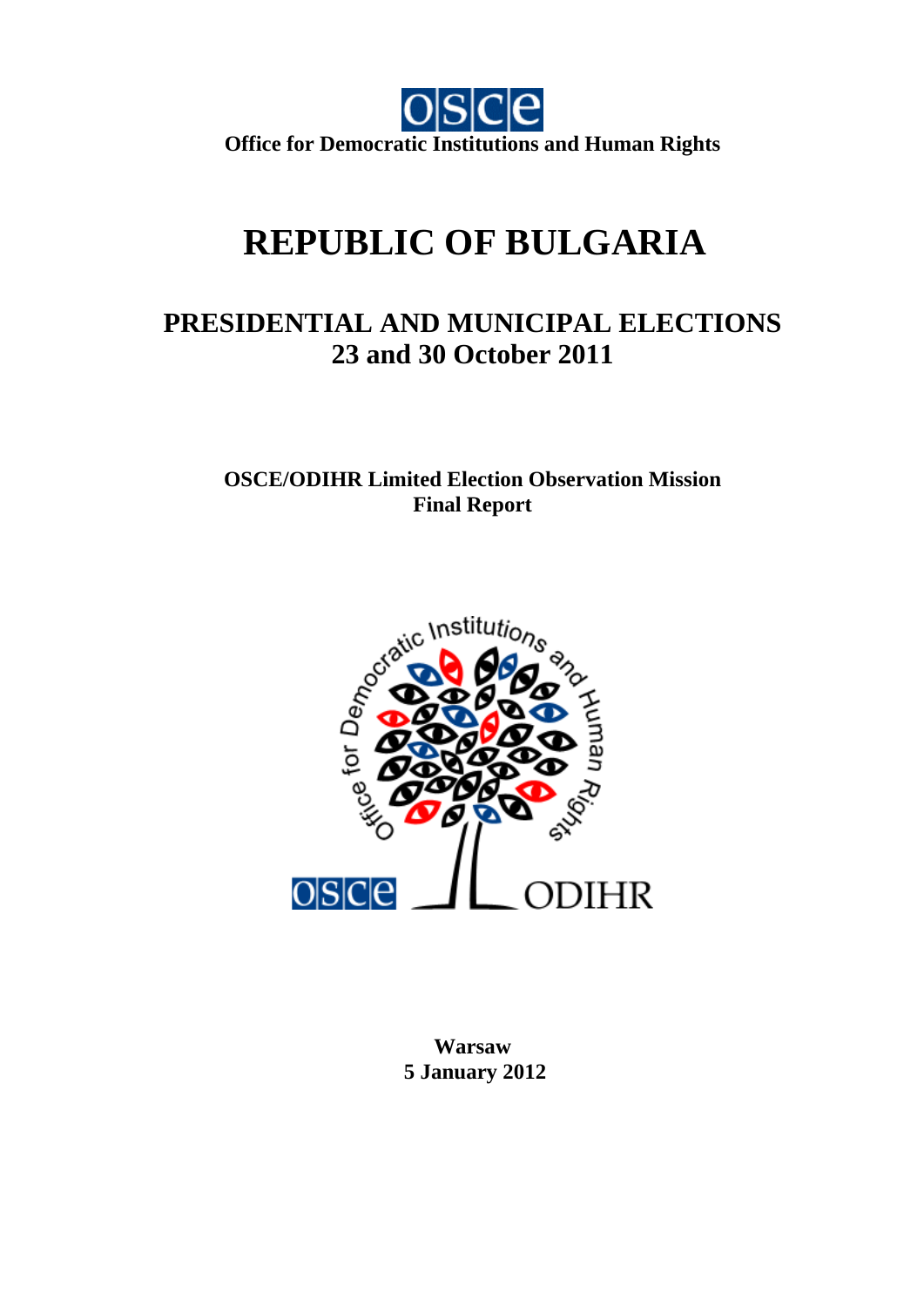OSCE

**Office for Democratic Institutions and Human Rights**

# REPUBLIC OF BULGARIA

## PRESIDENTIAL AND MUNICIPAL ELECTIONS
## 23 and 30 October 2011

**OSCE/ODIHR Limited Election Observation Mission**
**Final Report**

**Warsaw**
**5 January 2012**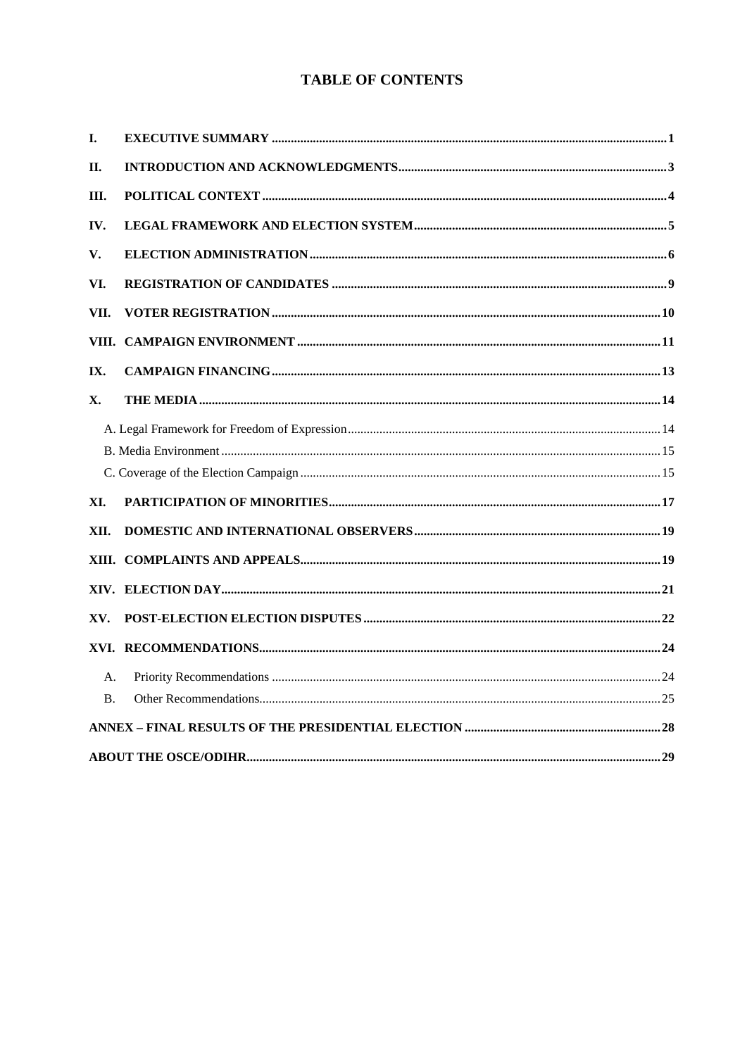# TABLE OF CONTENTS

| | | |
|---|---|---|
| **I.** | **EXECUTIVE SUMMARY** | **1** |
| **II.** | **INTRODUCTION AND ACKNOWLEDGMENTS** | **3** |
| **III.** | **POLITICAL CONTEXT** | **4** |
| **IV.** | **LEGAL FRAMEWORK AND ELECTION SYSTEM** | **5** |
| **V.** | **ELECTION ADMINISTRATION** | **6** |
| **VI.** | **REGISTRATION OF CANDIDATES** | **9** |
| **VII.** | **VOTER REGISTRATION** | **10** |
| **VIII.** | **CAMPAIGN ENVIRONMENT** | **11** |
| **IX.** | **CAMPAIGN FINANCING** | **13** |
| **X.** | **THE MEDIA** | **14** |
| | A. Legal Framework for Freedom of Expression | 14 |
| | B. Media Environment | 15 |
| | C. Coverage of the Election Campaign | 15 |
| **XI.** | **PARTICIPATION OF MINORITIES** | **17** |
| **XII.** | **DOMESTIC AND INTERNATIONAL OBSERVERS** | **19** |
| **XIII.** | **COMPLAINTS AND APPEALS** | **19** |
| **XIV.** | **ELECTION DAY** | **21** |
| **XV.** | **POST-ELECTION ELECTION DISPUTES** | **22** |
| **XVI.** | **RECOMMENDATIONS** | **24** |
| A. | Priority Recommendations | 24 |
| B. | Other Recommendations | 25 |
| | **ANNEX – FINAL RESULTS OF THE PRESIDENTIAL ELECTION** | **28** |
| | **ABOUT THE OSCE/ODIHR** | **29** |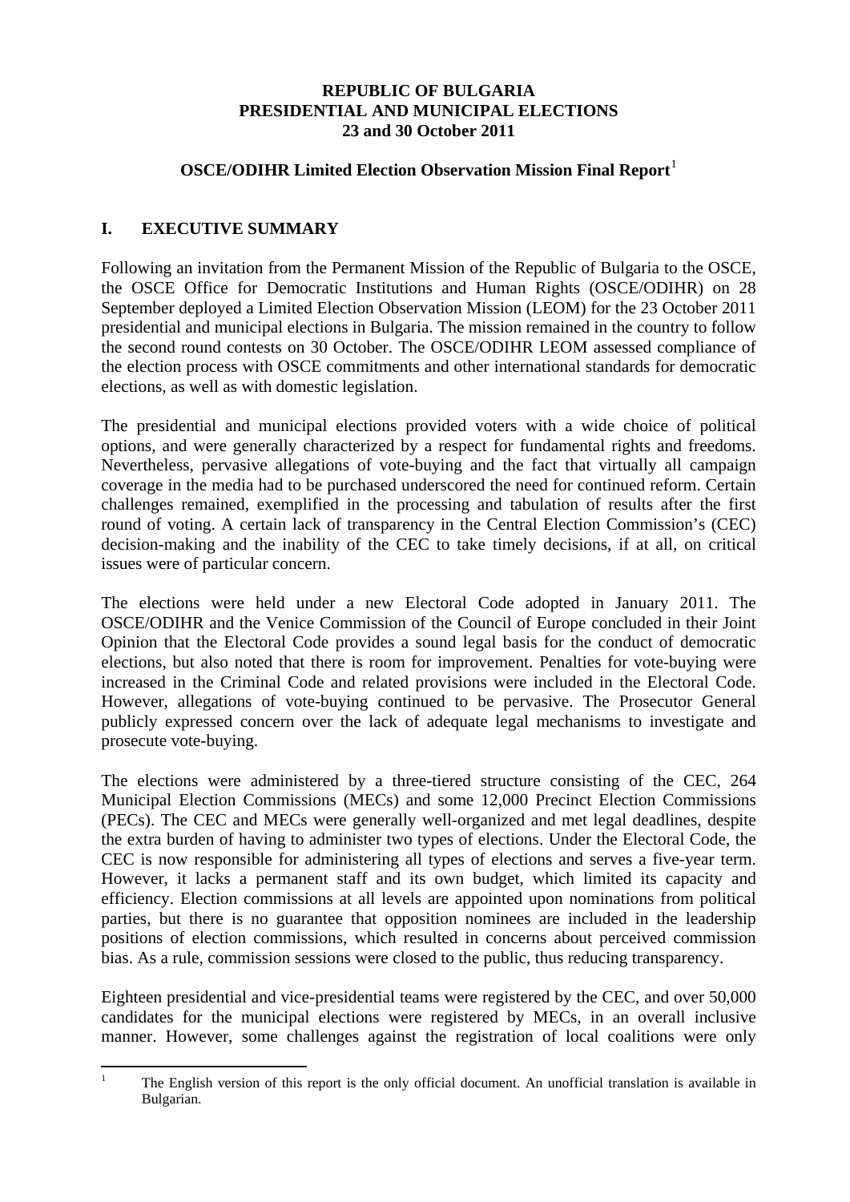**REPUBLIC OF BULGARIA**
**PRESIDENTIAL AND MUNICIPAL ELECTIONS**
**23 and 30 October 2011**

**OSCE/ODIHR Limited Election Observation Mission Final Report**[1]

## I. EXECUTIVE SUMMARY

Following an invitation from the Permanent Mission of the Republic of Bulgaria to the OSCE, the OSCE Office for Democratic Institutions and Human Rights (OSCE/ODIHR) on 28 September deployed a Limited Election Observation Mission (LEOM) for the 23 October 2011 presidential and municipal elections in Bulgaria. The mission remained in the country to follow the second round contests on 30 October. The OSCE/ODIHR LEOM assessed compliance of the election process with OSCE commitments and other international standards for democratic elections, as well as with domestic legislation.

The presidential and municipal elections provided voters with a wide choice of political options, and were generally characterized by a respect for fundamental rights and freedoms. Nevertheless, pervasive allegations of vote-buying and the fact that virtually all campaign coverage in the media had to be purchased underscored the need for continued reform. Certain challenges remained, exemplified in the processing and tabulation of results after the first round of voting. A certain lack of transparency in the Central Election Commission's (CEC) decision-making and the inability of the CEC to take timely decisions, if at all, on critical issues were of particular concern.

The elections were held under a new Electoral Code adopted in January 2011. The OSCE/ODIHR and the Venice Commission of the Council of Europe concluded in their Joint Opinion that the Electoral Code provides a sound legal basis for the conduct of democratic elections, but also noted that there is room for improvement. Penalties for vote-buying were increased in the Criminal Code and related provisions were included in the Electoral Code. However, allegations of vote-buying continued to be pervasive. The Prosecutor General publicly expressed concern over the lack of adequate legal mechanisms to investigate and prosecute vote-buying.

The elections were administered by a three-tiered structure consisting of the CEC, 264 Municipal Election Commissions (MECs) and some 12,000 Precinct Election Commissions (PECs). The CEC and MECs were generally well-organized and met legal deadlines, despite the extra burden of having to administer two types of elections. Under the Electoral Code, the CEC is now responsible for administering all types of elections and serves a five-year term. However, it lacks a permanent staff and its own budget, which limited its capacity and efficiency. Election commissions at all levels are appointed upon nominations from political parties, but there is no guarantee that opposition nominees are included in the leadership positions of election commissions, which resulted in concerns about perceived commission bias. As a rule, commission sessions were closed to the public, thus reducing transparency.

Eighteen presidential and vice-presidential teams were registered by the CEC, and over 50,000 candidates for the municipal elections were registered by MECs, in an overall inclusive manner. However, some challenges against the registration of local coalitions were only

---

[1] The English version of this report is the only official document. An unofficial translation is available in Bulgarian.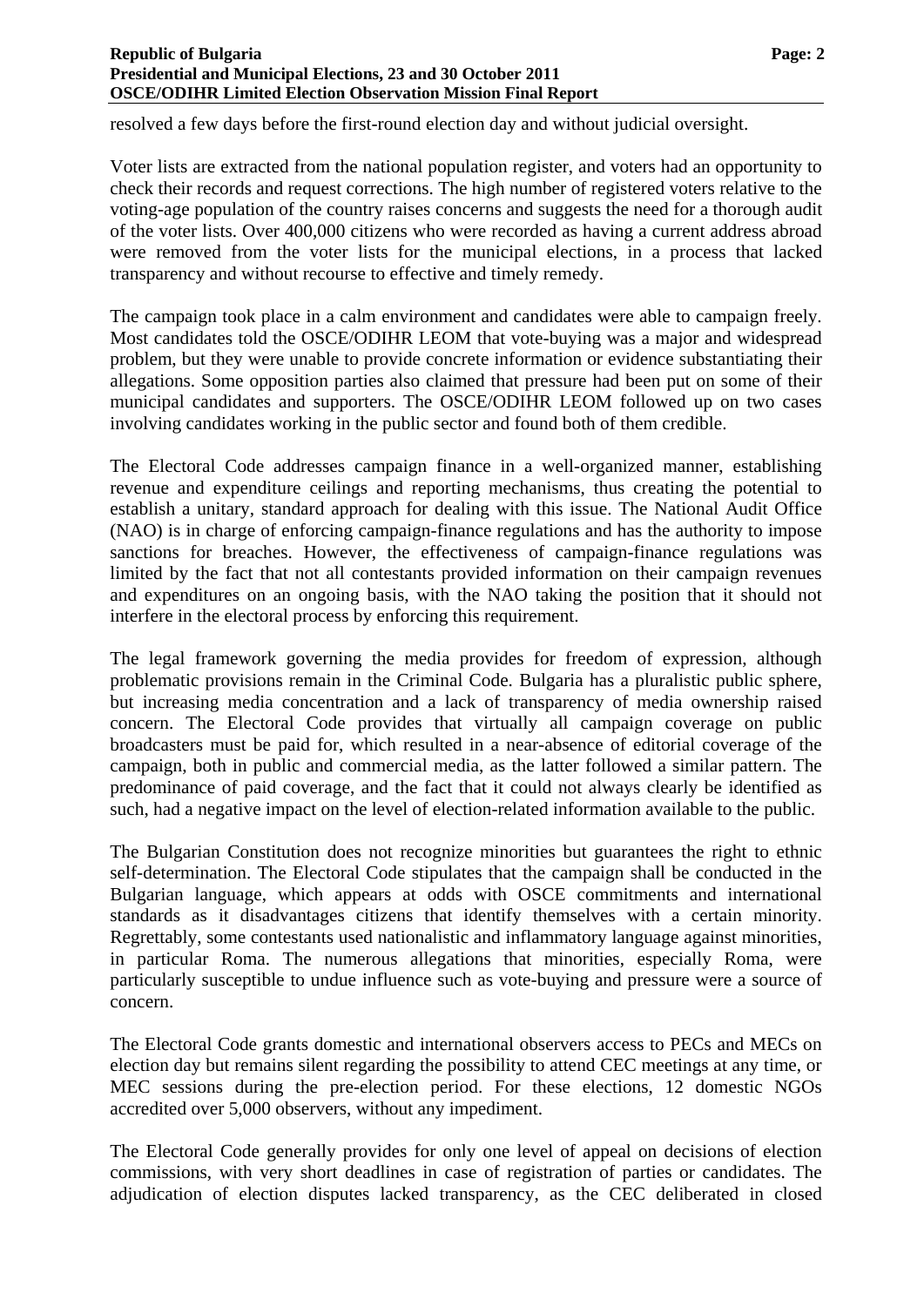resolved a few days before the first-round election day and without judicial oversight.

Voter lists are extracted from the national population register, and voters had an opportunity to check their records and request corrections. The high number of registered voters relative to the voting-age population of the country raises concerns and suggests the need for a thorough audit of the voter lists. Over 400,000 citizens who were recorded as having a current address abroad were removed from the voter lists for the municipal elections, in a process that lacked transparency and without recourse to effective and timely remedy.

The campaign took place in a calm environment and candidates were able to campaign freely. Most candidates told the OSCE/ODIHR LEOM that vote-buying was a major and widespread problem, but they were unable to provide concrete information or evidence substantiating their allegations. Some opposition parties also claimed that pressure had been put on some of their municipal candidates and supporters. The OSCE/ODIHR LEOM followed up on two cases involving candidates working in the public sector and found both of them credible.

The Electoral Code addresses campaign finance in a well-organized manner, establishing revenue and expenditure ceilings and reporting mechanisms, thus creating the potential to establish a unitary, standard approach for dealing with this issue. The National Audit Office (NAO) is in charge of enforcing campaign-finance regulations and has the authority to impose sanctions for breaches. However, the effectiveness of campaign-finance regulations was limited by the fact that not all contestants provided information on their campaign revenues and expenditures on an ongoing basis, with the NAO taking the position that it should not interfere in the electoral process by enforcing this requirement.

The legal framework governing the media provides for freedom of expression, although problematic provisions remain in the Criminal Code. Bulgaria has a pluralistic public sphere, but increasing media concentration and a lack of transparency of media ownership raised concern. The Electoral Code provides that virtually all campaign coverage on public broadcasters must be paid for, which resulted in a near-absence of editorial coverage of the campaign, both in public and commercial media, as the latter followed a similar pattern. The predominance of paid coverage, and the fact that it could not always clearly be identified as such, had a negative impact on the level of election-related information available to the public.

The Bulgarian Constitution does not recognize minorities but guarantees the right to ethnic self-determination. The Electoral Code stipulates that the campaign shall be conducted in the Bulgarian language, which appears at odds with OSCE commitments and international standards as it disadvantages citizens that identify themselves with a certain minority. Regrettably, some contestants used nationalistic and inflammatory language against minorities, in particular Roma. The numerous allegations that minorities, especially Roma, were particularly susceptible to undue influence such as vote-buying and pressure were a source of concern.

The Electoral Code grants domestic and international observers access to PECs and MECs on election day but remains silent regarding the possibility to attend CEC meetings at any time, or MEC sessions during the pre-election period. For these elections, 12 domestic NGOs accredited over 5,000 observers, without any impediment.

The Electoral Code generally provides for only one level of appeal on decisions of election commissions, with very short deadlines in case of registration of parties or candidates. The adjudication of election disputes lacked transparency, as the CEC deliberated in closed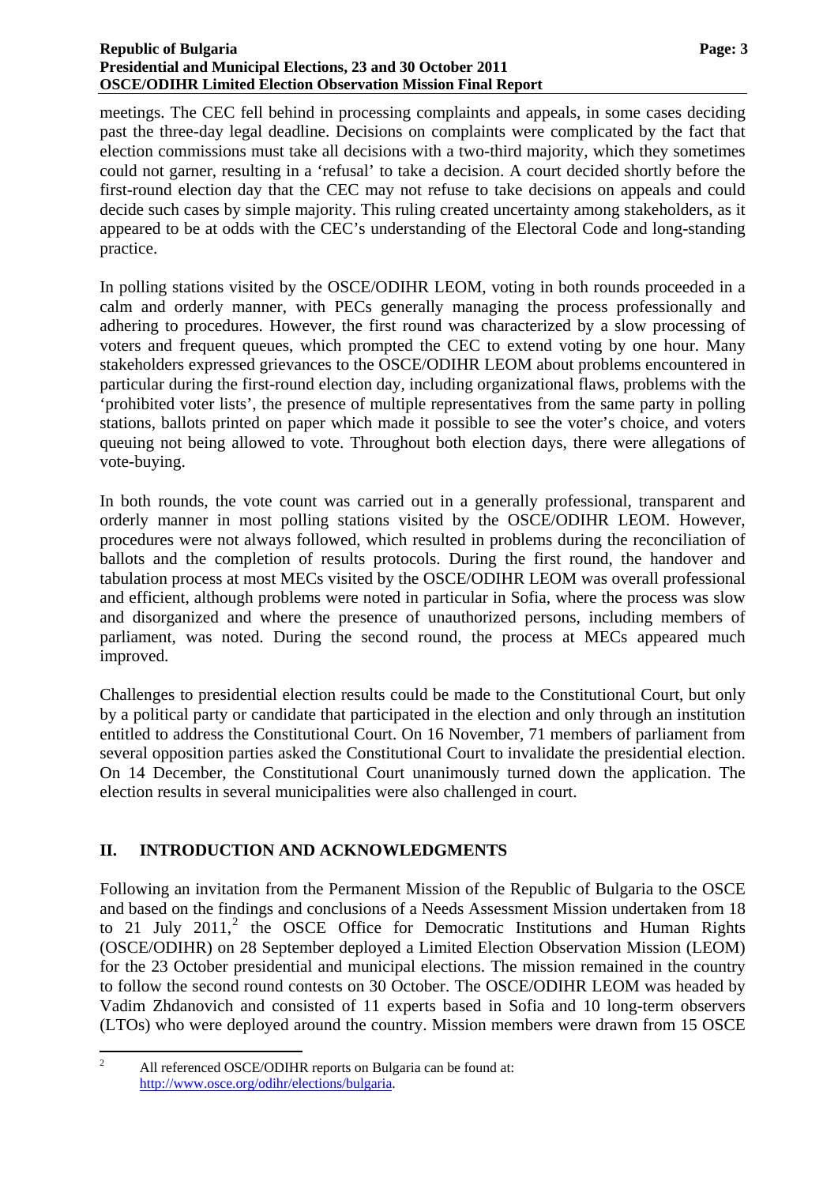meetings. The CEC fell behind in processing complaints and appeals, in some cases deciding past the three-day legal deadline. Decisions on complaints were complicated by the fact that election commissions must take all decisions with a two-third majority, which they sometimes could not garner, resulting in a 'refusal' to take a decision. A court decided shortly before the first-round election day that the CEC may not refuse to take decisions on appeals and could decide such cases by simple majority. This ruling created uncertainty among stakeholders, as it appeared to be at odds with the CEC's understanding of the Electoral Code and long-standing practice.

In polling stations visited by the OSCE/ODIHR LEOM, voting in both rounds proceeded in a calm and orderly manner, with PECs generally managing the process professionally and adhering to procedures. However, the first round was characterized by a slow processing of voters and frequent queues, which prompted the CEC to extend voting by one hour. Many stakeholders expressed grievances to the OSCE/ODIHR LEOM about problems encountered in particular during the first-round election day, including organizational flaws, problems with the 'prohibited voter lists', the presence of multiple representatives from the same party in polling stations, ballots printed on paper which made it possible to see the voter's choice, and voters queuing not being allowed to vote. Throughout both election days, there were allegations of vote-buying.

In both rounds, the vote count was carried out in a generally professional, transparent and orderly manner in most polling stations visited by the OSCE/ODIHR LEOM. However, procedures were not always followed, which resulted in problems during the reconciliation of ballots and the completion of results protocols. During the first round, the handover and tabulation process at most MECs visited by the OSCE/ODIHR LEOM was overall professional and efficient, although problems were noted in particular in Sofia, where the process was slow and disorganized and where the presence of unauthorized persons, including members of parliament, was noted. During the second round, the process at MECs appeared much improved.

Challenges to presidential election results could be made to the Constitutional Court, but only by a political party or candidate that participated in the election and only through an institution entitled to address the Constitutional Court. On 16 November, 71 members of parliament from several opposition parties asked the Constitutional Court to invalidate the presidential election. On 14 December, the Constitutional Court unanimously turned down the application. The election results in several municipalities were also challenged in court.

## II. INTRODUCTION AND ACKNOWLEDGMENTS

Following an invitation from the Permanent Mission of the Republic of Bulgaria to the OSCE and based on the findings and conclusions of a Needs Assessment Mission undertaken from 18 to 21 July 2011,[2] the OSCE Office for Democratic Institutions and Human Rights (OSCE/ODIHR) on 28 September deployed a Limited Election Observation Mission (LEOM) for the 23 October presidential and municipal elections. The mission remained in the country to follow the second round contests on 30 October. The OSCE/ODIHR LEOM was headed by Vadim Zhdanovich and consisted of 11 experts based in Sofia and 10 long-term observers (LTOs) who were deployed around the country. Mission members were drawn from 15 OSCE

[2] All referenced OSCE/ODIHR reports on Bulgaria can be found at: http://www.osce.org/odihr/elections/bulgaria.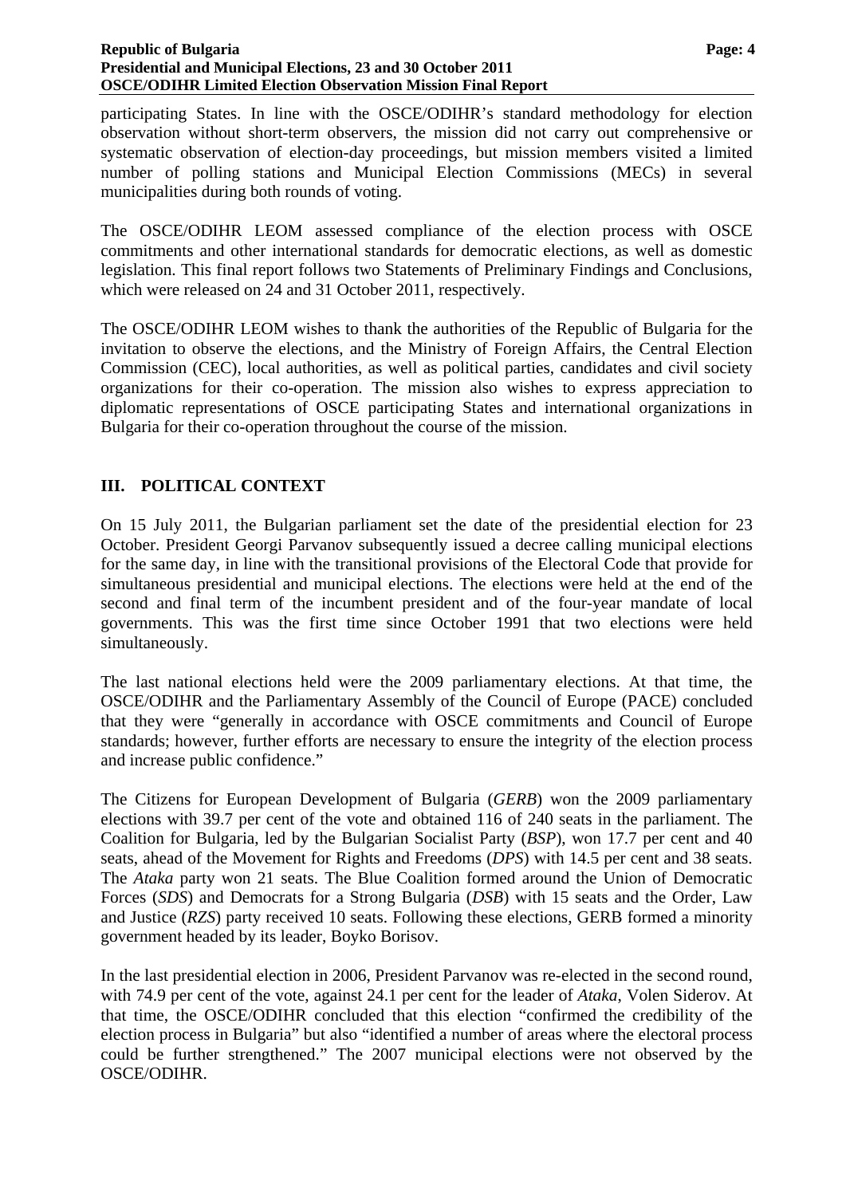participating States. In line with the OSCE/ODIHR's standard methodology for election observation without short-term observers, the mission did not carry out comprehensive or systematic observation of election-day proceedings, but mission members visited a limited number of polling stations and Municipal Election Commissions (MECs) in several municipalities during both rounds of voting.

The OSCE/ODIHR LEOM assessed compliance of the election process with OSCE commitments and other international standards for democratic elections, as well as domestic legislation. This final report follows two Statements of Preliminary Findings and Conclusions, which were released on 24 and 31 October 2011, respectively.

The OSCE/ODIHR LEOM wishes to thank the authorities of the Republic of Bulgaria for the invitation to observe the elections, and the Ministry of Foreign Affairs, the Central Election Commission (CEC), local authorities, as well as political parties, candidates and civil society organizations for their co-operation. The mission also wishes to express appreciation to diplomatic representations of OSCE participating States and international organizations in Bulgaria for their co-operation throughout the course of the mission.

## III. POLITICAL CONTEXT

On 15 July 2011, the Bulgarian parliament set the date of the presidential election for 23 October. President Georgi Parvanov subsequently issued a decree calling municipal elections for the same day, in line with the transitional provisions of the Electoral Code that provide for simultaneous presidential and municipal elections. The elections were held at the end of the second and final term of the incumbent president and of the four-year mandate of local governments. This was the first time since October 1991 that two elections were held simultaneously.

The last national elections held were the 2009 parliamentary elections. At that time, the OSCE/ODIHR and the Parliamentary Assembly of the Council of Europe (PACE) concluded that they were "generally in accordance with OSCE commitments and Council of Europe standards; however, further efforts are necessary to ensure the integrity of the election process and increase public confidence."

The Citizens for European Development of Bulgaria (*GERB*) won the 2009 parliamentary elections with 39.7 per cent of the vote and obtained 116 of 240 seats in the parliament. The Coalition for Bulgaria, led by the Bulgarian Socialist Party (*BSP*), won 17.7 per cent and 40 seats, ahead of the Movement for Rights and Freedoms (*DPS*) with 14.5 per cent and 38 seats. The *Ataka* party won 21 seats. The Blue Coalition formed around the Union of Democratic Forces (*SDS*) and Democrats for a Strong Bulgaria (*DSB*) with 15 seats and the Order, Law and Justice (*RZS*) party received 10 seats. Following these elections, GERB formed a minority government headed by its leader, Boyko Borisov.

In the last presidential election in 2006, President Parvanov was re-elected in the second round, with 74.9 per cent of the vote, against 24.1 per cent for the leader of *Ataka*, Volen Siderov. At that time, the OSCE/ODIHR concluded that this election "confirmed the credibility of the election process in Bulgaria" but also "identified a number of areas where the electoral process could be further strengthened." The 2007 municipal elections were not observed by the OSCE/ODIHR.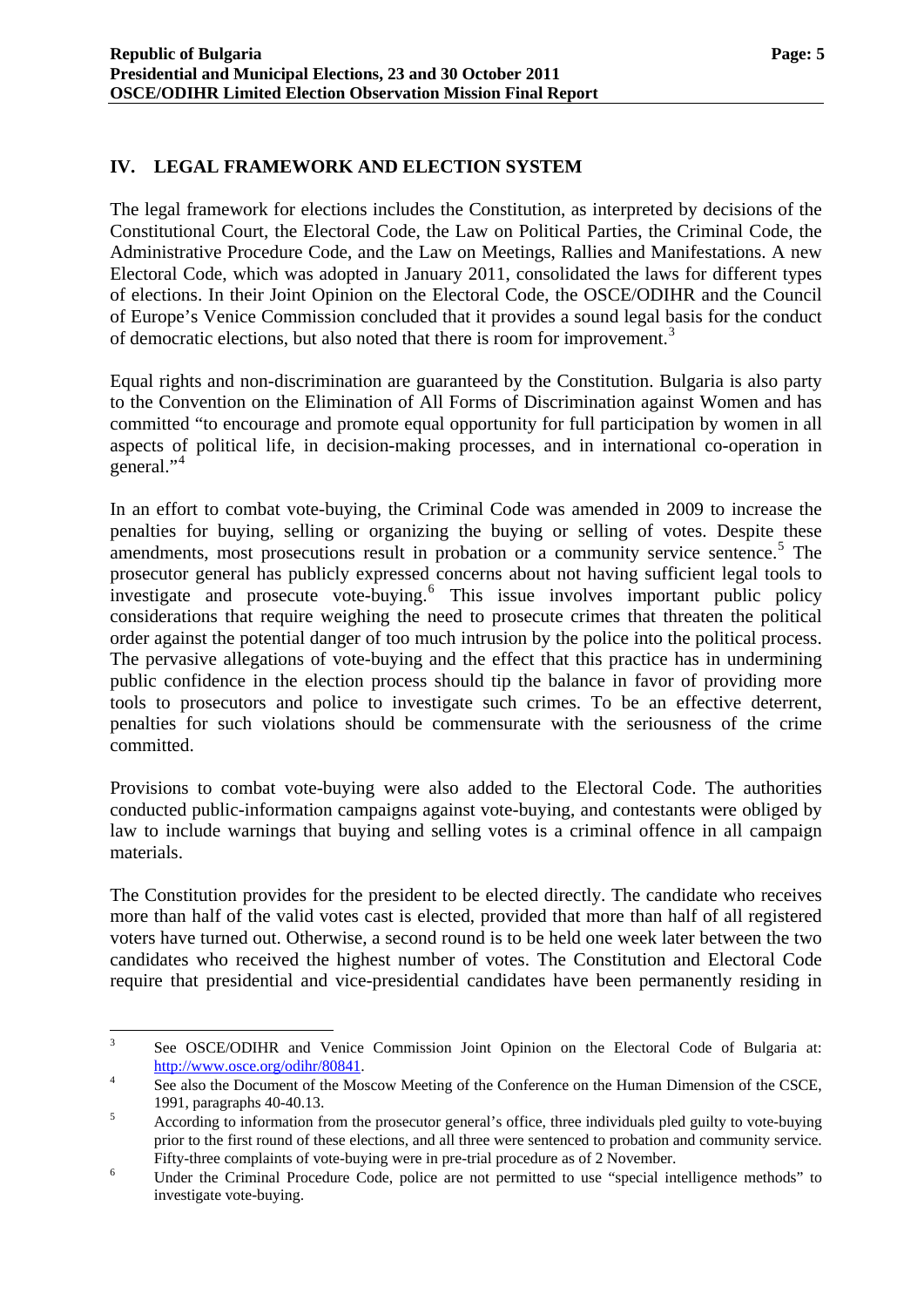## IV. LEGAL FRAMEWORK AND ELECTION SYSTEM

The legal framework for elections includes the Constitution, as interpreted by decisions of the Constitutional Court, the Electoral Code, the Law on Political Parties, the Criminal Code, the Administrative Procedure Code, and the Law on Meetings, Rallies and Manifestations. A new Electoral Code, which was adopted in January 2011, consolidated the laws for different types of elections. In their Joint Opinion on the Electoral Code, the OSCE/ODIHR and the Council of Europe's Venice Commission concluded that it provides a sound legal basis for the conduct of democratic elections, but also noted that there is room for improvement.[3]

Equal rights and non-discrimination are guaranteed by the Constitution. Bulgaria is also party to the Convention on the Elimination of All Forms of Discrimination against Women and has committed "to encourage and promote equal opportunity for full participation by women in all aspects of political life, in decision-making processes, and in international co-operation in general."[4]

In an effort to combat vote-buying, the Criminal Code was amended in 2009 to increase the penalties for buying, selling or organizing the buying or selling of votes. Despite these amendments, most prosecutions result in probation or a community service sentence.[5] The prosecutor general has publicly expressed concerns about not having sufficient legal tools to investigate and prosecute vote-buying.[6] This issue involves important public policy considerations that require weighing the need to prosecute crimes that threaten the political order against the potential danger of too much intrusion by the police into the political process. The pervasive allegations of vote-buying and the effect that this practice has in undermining public confidence in the election process should tip the balance in favor of providing more tools to prosecutors and police to investigate such crimes. To be an effective deterrent, penalties for such violations should be commensurate with the seriousness of the crime committed.

Provisions to combat vote-buying were also added to the Electoral Code. The authorities conducted public-information campaigns against vote-buying, and contestants were obliged by law to include warnings that buying and selling votes is a criminal offence in all campaign materials.

The Constitution provides for the president to be elected directly. The candidate who receives more than half of the valid votes cast is elected, provided that more than half of all registered voters have turned out. Otherwise, a second round is to be held one week later between the two candidates who received the highest number of votes. The Constitution and Electoral Code require that presidential and vice-presidential candidates have been permanently residing in

---

[3] See OSCE/ODIHR and Venice Commission Joint Opinion on the Electoral Code of Bulgaria at: http://www.osce.org/odihr/80841.

[4] See also the Document of the Moscow Meeting of the Conference on the Human Dimension of the CSCE, 1991, paragraphs 40-40.13.

[5] According to information from the prosecutor general's office, three individuals pled guilty to vote-buying prior to the first round of these elections, and all three were sentenced to probation and community service. Fifty-three complaints of vote-buying were in pre-trial procedure as of 2 November.

[6] Under the Criminal Procedure Code, police are not permitted to use "special intelligence methods" to investigate vote-buying.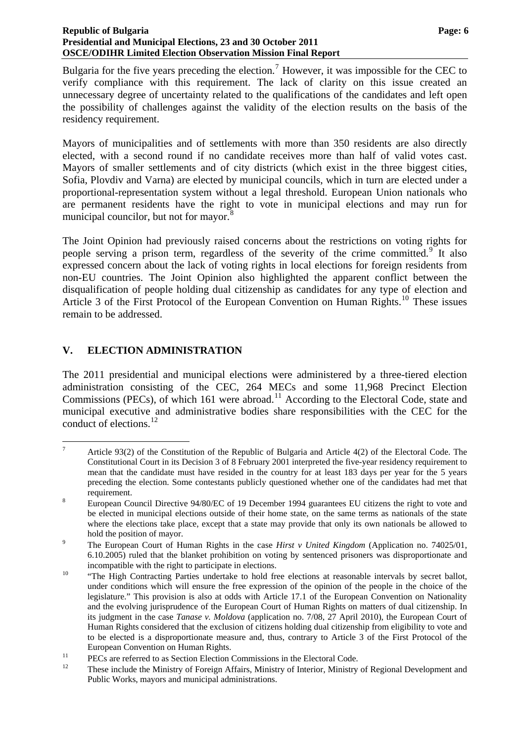Bulgaria for the five years preceding the election.[7] However, it was impossible for the CEC to verify compliance with this requirement. The lack of clarity on this issue created an unnecessary degree of uncertainty related to the qualifications of the candidates and left open the possibility of challenges against the validity of the election results on the basis of the residency requirement.

Mayors of municipalities and of settlements with more than 350 residents are also directly elected, with a second round if no candidate receives more than half of valid votes cast. Mayors of smaller settlements and of city districts (which exist in the three biggest cities, Sofia, Plovdiv and Varna) are elected by municipal councils, which in turn are elected under a proportional-representation system without a legal threshold. European Union nationals who are permanent residents have the right to vote in municipal elections and may run for municipal councilor, but not for mayor.[8]

The Joint Opinion had previously raised concerns about the restrictions on voting rights for people serving a prison term, regardless of the severity of the crime committed.[9] It also expressed concern about the lack of voting rights in local elections for foreign residents from non-EU countries. The Joint Opinion also highlighted the apparent conflict between the disqualification of people holding dual citizenship as candidates for any type of election and Article 3 of the First Protocol of the European Convention on Human Rights.[10] These issues remain to be addressed.

## V. ELECTION ADMINISTRATION

The 2011 presidential and municipal elections were administered by a three-tiered election administration consisting of the CEC, 264 MECs and some 11,968 Precinct Election Commissions (PECs), of which 161 were abroad.[11] According to the Electoral Code, state and municipal executive and administrative bodies share responsibilities with the CEC for the conduct of elections.[12]

---

[7] Article 93(2) of the Constitution of the Republic of Bulgaria and Article 4(2) of the Electoral Code. The Constitutional Court in its Decision 3 of 8 February 2001 interpreted the five-year residency requirement to mean that the candidate must have resided in the country for at least 183 days per year for the 5 years preceding the election. Some contestants publicly questioned whether one of the candidates had met that requirement.

[8] European Council Directive 94/80/EC of 19 December 1994 guarantees EU citizens the right to vote and be elected in municipal elections outside of their home state, on the same terms as nationals of the state where the elections take place, except that a state may provide that only its own nationals be allowed to hold the position of mayor.

[9] The European Court of Human Rights in the case *Hirst v United Kingdom* (Application no. 74025/01, 6.10.2005) ruled that the blanket prohibition on voting by sentenced prisoners was disproportionate and incompatible with the right to participate in elections.

[10] "The High Contracting Parties undertake to hold free elections at reasonable intervals by secret ballot, under conditions which will ensure the free expression of the opinion of the people in the choice of the legislature." This provision is also at odds with Article 17.1 of the European Convention on Nationality and the evolving jurisprudence of the European Court of Human Rights on matters of dual citizenship. In its judgment in the case *Tanase v. Moldova* (application no. 7/08, 27 April 2010), the European Court of Human Rights considered that the exclusion of citizens holding dual citizenship from eligibility to vote and to be elected is a disproportionate measure and, thus, contrary to Article 3 of the First Protocol of the European Convention on Human Rights.

[11] PECs are referred to as Section Election Commissions in the Electoral Code.

[12] These include the Ministry of Foreign Affairs, Ministry of Interior, Ministry of Regional Development and Public Works, mayors and municipal administrations.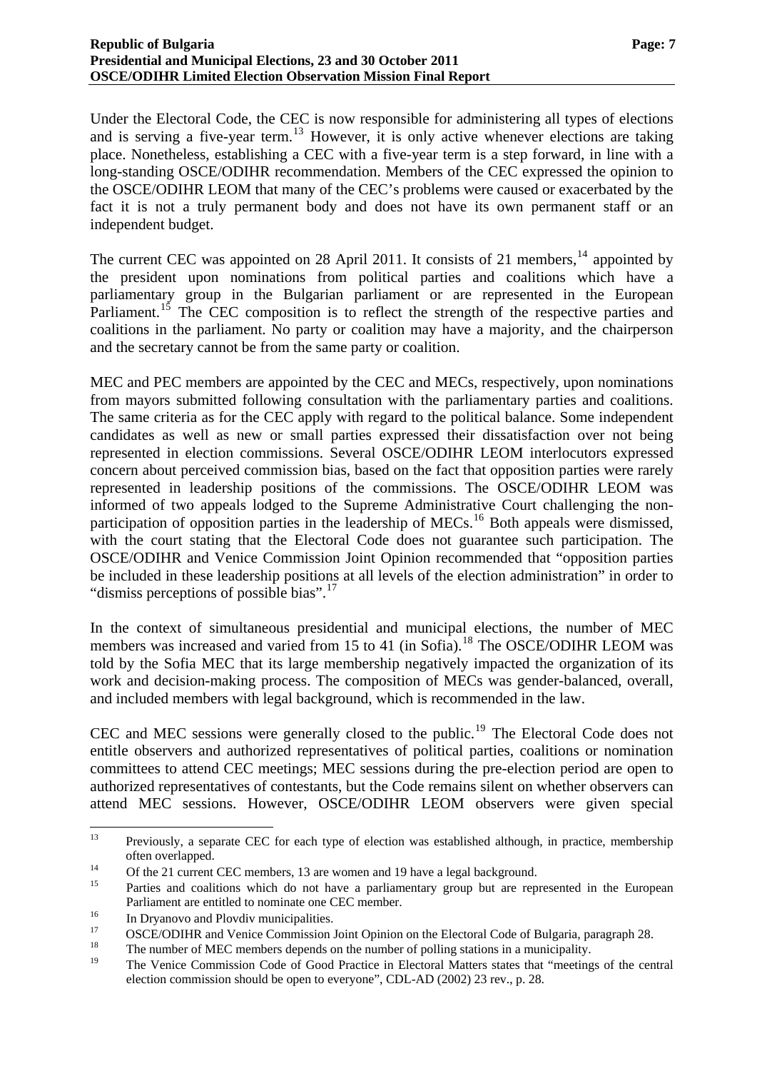Under the Electoral Code, the CEC is now responsible for administering all types of elections and is serving a five-year term.[13] However, it is only active whenever elections are taking place. Nonetheless, establishing a CEC with a five-year term is a step forward, in line with a long-standing OSCE/ODIHR recommendation. Members of the CEC expressed the opinion to the OSCE/ODIHR LEOM that many of the CEC's problems were caused or exacerbated by the fact it is not a truly permanent body and does not have its own permanent staff or an independent budget.

The current CEC was appointed on 28 April 2011. It consists of 21 members,[14] appointed by the president upon nominations from political parties and coalitions which have a parliamentary group in the Bulgarian parliament or are represented in the European Parliament.[15] The CEC composition is to reflect the strength of the respective parties and coalitions in the parliament. No party or coalition may have a majority, and the chairperson and the secretary cannot be from the same party or coalition.

MEC and PEC members are appointed by the CEC and MECs, respectively, upon nominations from mayors submitted following consultation with the parliamentary parties and coalitions. The same criteria as for the CEC apply with regard to the political balance. Some independent candidates as well as new or small parties expressed their dissatisfaction over not being represented in election commissions. Several OSCE/ODIHR LEOM interlocutors expressed concern about perceived commission bias, based on the fact that opposition parties were rarely represented in leadership positions of the commissions. The OSCE/ODIHR LEOM was informed of two appeals lodged to the Supreme Administrative Court challenging the non-participation of opposition parties in the leadership of MECs.[16] Both appeals were dismissed, with the court stating that the Electoral Code does not guarantee such participation. The OSCE/ODIHR and Venice Commission Joint Opinion recommended that "opposition parties be included in these leadership positions at all levels of the election administration" in order to "dismiss perceptions of possible bias".[17]

In the context of simultaneous presidential and municipal elections, the number of MEC members was increased and varied from 15 to 41 (in Sofia).[18] The OSCE/ODIHR LEOM was told by the Sofia MEC that its large membership negatively impacted the organization of its work and decision-making process. The composition of MECs was gender-balanced, overall, and included members with legal background, which is recommended in the law.

CEC and MEC sessions were generally closed to the public.[19] The Electoral Code does not entitle observers and authorized representatives of political parties, coalitions or nomination committees to attend CEC meetings; MEC sessions during the pre-election period are open to authorized representatives of contestants, but the Code remains silent on whether observers can attend MEC sessions. However, OSCE/ODIHR LEOM observers were given special

---

[13] Previously, a separate CEC for each type of election was established although, in practice, membership often overlapped.

[14] Of the 21 current CEC members, 13 are women and 19 have a legal background.

[15] Parties and coalitions which do not have a parliamentary group but are represented in the European Parliament are entitled to nominate one CEC member.

[16] In Dryanovo and Plovdiv municipalities.

[17] OSCE/ODIHR and Venice Commission Joint Opinion on the Electoral Code of Bulgaria, paragraph 28.

[18] The number of MEC members depends on the number of polling stations in a municipality.

[19] The Venice Commission Code of Good Practice in Electoral Matters states that "meetings of the central election commission should be open to everyone", CDL-AD (2002) 23 rev., p. 28.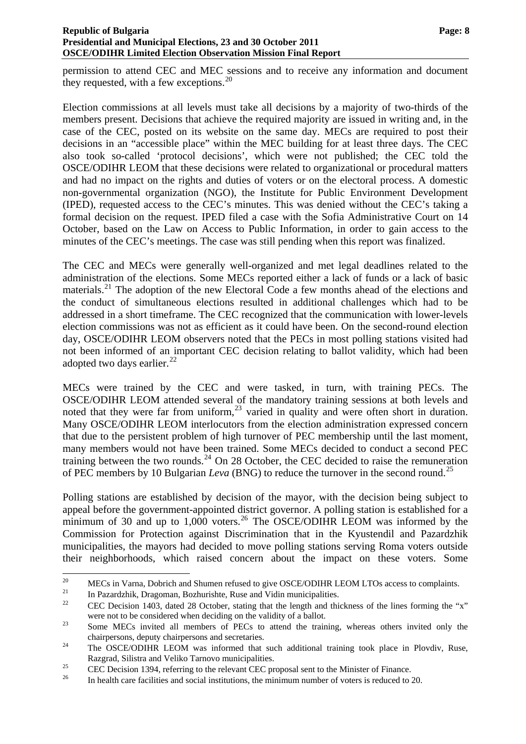permission to attend CEC and MEC sessions and to receive any information and document they requested, with a few exceptions.[20]

Election commissions at all levels must take all decisions by a majority of two-thirds of the members present. Decisions that achieve the required majority are issued in writing and, in the case of the CEC, posted on its website on the same day. MECs are required to post their decisions in an "accessible place" within the MEC building for at least three days. The CEC also took so-called 'protocol decisions', which were not published; the CEC told the OSCE/ODIHR LEOM that these decisions were related to organizational or procedural matters and had no impact on the rights and duties of voters or on the electoral process. A domestic non-governmental organization (NGO), the Institute for Public Environment Development (IPED), requested access to the CEC's minutes. This was denied without the CEC's taking a formal decision on the request. IPED filed a case with the Sofia Administrative Court on 14 October, based on the Law on Access to Public Information, in order to gain access to the minutes of the CEC's meetings. The case was still pending when this report was finalized.

The CEC and MECs were generally well-organized and met legal deadlines related to the administration of the elections. Some MECs reported either a lack of funds or a lack of basic materials.[21] The adoption of the new Electoral Code a few months ahead of the elections and the conduct of simultaneous elections resulted in additional challenges which had to be addressed in a short timeframe. The CEC recognized that the communication with lower-levels election commissions was not as efficient as it could have been. On the second-round election day, OSCE/ODIHR LEOM observers noted that the PECs in most polling stations visited had not been informed of an important CEC decision relating to ballot validity, which had been adopted two days earlier.[22]

MECs were trained by the CEC and were tasked, in turn, with training PECs. The OSCE/ODIHR LEOM attended several of the mandatory training sessions at both levels and noted that they were far from uniform,[23] varied in quality and were often short in duration. Many OSCE/ODIHR LEOM interlocutors from the election administration expressed concern that due to the persistent problem of high turnover of PEC membership until the last moment, many members would not have been trained. Some MECs decided to conduct a second PEC training between the two rounds.[24] On 28 October, the CEC decided to raise the remuneration of PEC members by 10 Bulgarian *Leva* (BNG) to reduce the turnover in the second round.[25]

Polling stations are established by decision of the mayor, with the decision being subject to appeal before the government-appointed district governor. A polling station is established for a minimum of 30 and up to 1,000 voters.[26] The OSCE/ODIHR LEOM was informed by the Commission for Protection against Discrimination that in the Kyustendil and Pazardzhik municipalities, the mayors had decided to move polling stations serving Roma voters outside their neighborhoods, which raised concern about the impact on these voters. Some

---

[20] MECs in Varna, Dobrich and Shumen refused to give OSCE/ODIHR LEOM LTOs access to complaints.

[21] In Pazardzhik, Dragoman, Bozhurishte, Ruse and Vidin municipalities.

[22] CEC Decision 1403, dated 28 October, stating that the length and thickness of the lines forming the "x" were not to be considered when deciding on the validity of a ballot.

[23] Some MECs invited all members of PECs to attend the training, whereas others invited only the chairpersons, deputy chairpersons and secretaries.

[24] The OSCE/ODIHR LEOM was informed that such additional training took place in Plovdiv, Ruse, Razgrad, Silistra and Veliko Tarnovo municipalities.

[25] CEC Decision 1394, referring to the relevant CEC proposal sent to the Minister of Finance.

[26] In health care facilities and social institutions, the minimum number of voters is reduced to 20.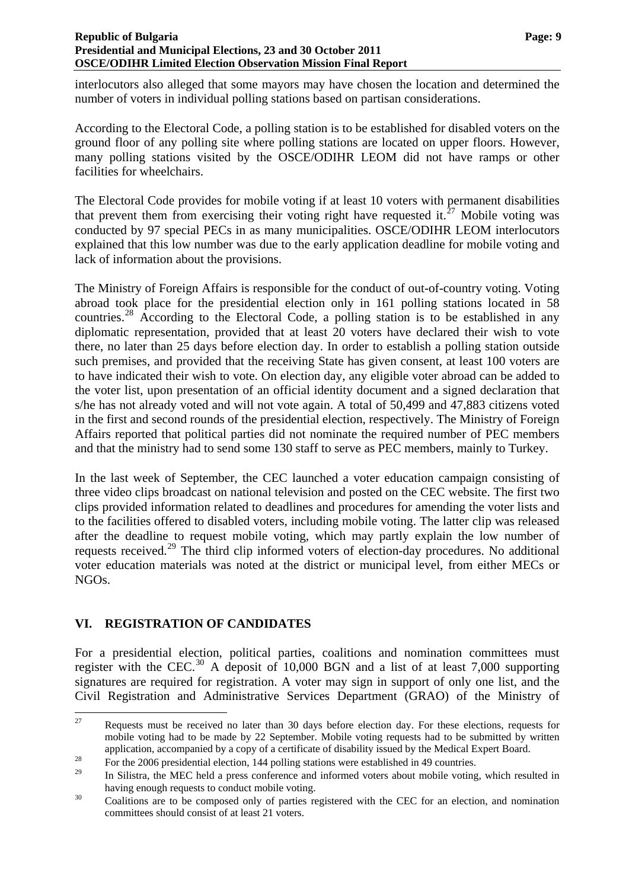interlocutors also alleged that some mayors may have chosen the location and determined the number of voters in individual polling stations based on partisan considerations.

According to the Electoral Code, a polling station is to be established for disabled voters on the ground floor of any polling site where polling stations are located on upper floors. However, many polling stations visited by the OSCE/ODIHR LEOM did not have ramps or other facilities for wheelchairs.

The Electoral Code provides for mobile voting if at least 10 voters with permanent disabilities that prevent them from exercising their voting right have requested it.[27] Mobile voting was conducted by 97 special PECs in as many municipalities. OSCE/ODIHR LEOM interlocutors explained that this low number was due to the early application deadline for mobile voting and lack of information about the provisions.

The Ministry of Foreign Affairs is responsible for the conduct of out-of-country voting. Voting abroad took place for the presidential election only in 161 polling stations located in 58 countries.[28] According to the Electoral Code, a polling station is to be established in any diplomatic representation, provided that at least 20 voters have declared their wish to vote there, no later than 25 days before election day. In order to establish a polling station outside such premises, and provided that the receiving State has given consent, at least 100 voters are to have indicated their wish to vote. On election day, any eligible voter abroad can be added to the voter list, upon presentation of an official identity document and a signed declaration that s/he has not already voted and will not vote again. A total of 50,499 and 47,883 citizens voted in the first and second rounds of the presidential election, respectively. The Ministry of Foreign Affairs reported that political parties did not nominate the required number of PEC members and that the ministry had to send some 130 staff to serve as PEC members, mainly to Turkey.

In the last week of September, the CEC launched a voter education campaign consisting of three video clips broadcast on national television and posted on the CEC website. The first two clips provided information related to deadlines and procedures for amending the voter lists and to the facilities offered to disabled voters, including mobile voting. The latter clip was released after the deadline to request mobile voting, which may partly explain the low number of requests received.[29] The third clip informed voters of election-day procedures. No additional voter education materials was noted at the district or municipal level, from either MECs or NGOs.

## VI. REGISTRATION OF CANDIDATES

For a presidential election, political parties, coalitions and nomination committees must register with the CEC.[30] A deposit of 10,000 BGN and a list of at least 7,000 supporting signatures are required for registration. A voter may sign in support of only one list, and the Civil Registration and Administrative Services Department (GRAO) of the Ministry of

---

[27] Requests must be received no later than 30 days before election day. For these elections, requests for mobile voting had to be made by 22 September. Mobile voting requests had to be submitted by written application, accompanied by a copy of a certificate of disability issued by the Medical Expert Board.

[28] For the 2006 presidential election, 144 polling stations were established in 49 countries.

[29] In Silistra, the MEC held a press conference and informed voters about mobile voting, which resulted in having enough requests to conduct mobile voting.

[30] Coalitions are to be composed only of parties registered with the CEC for an election, and nomination committees should consist of at least 21 voters.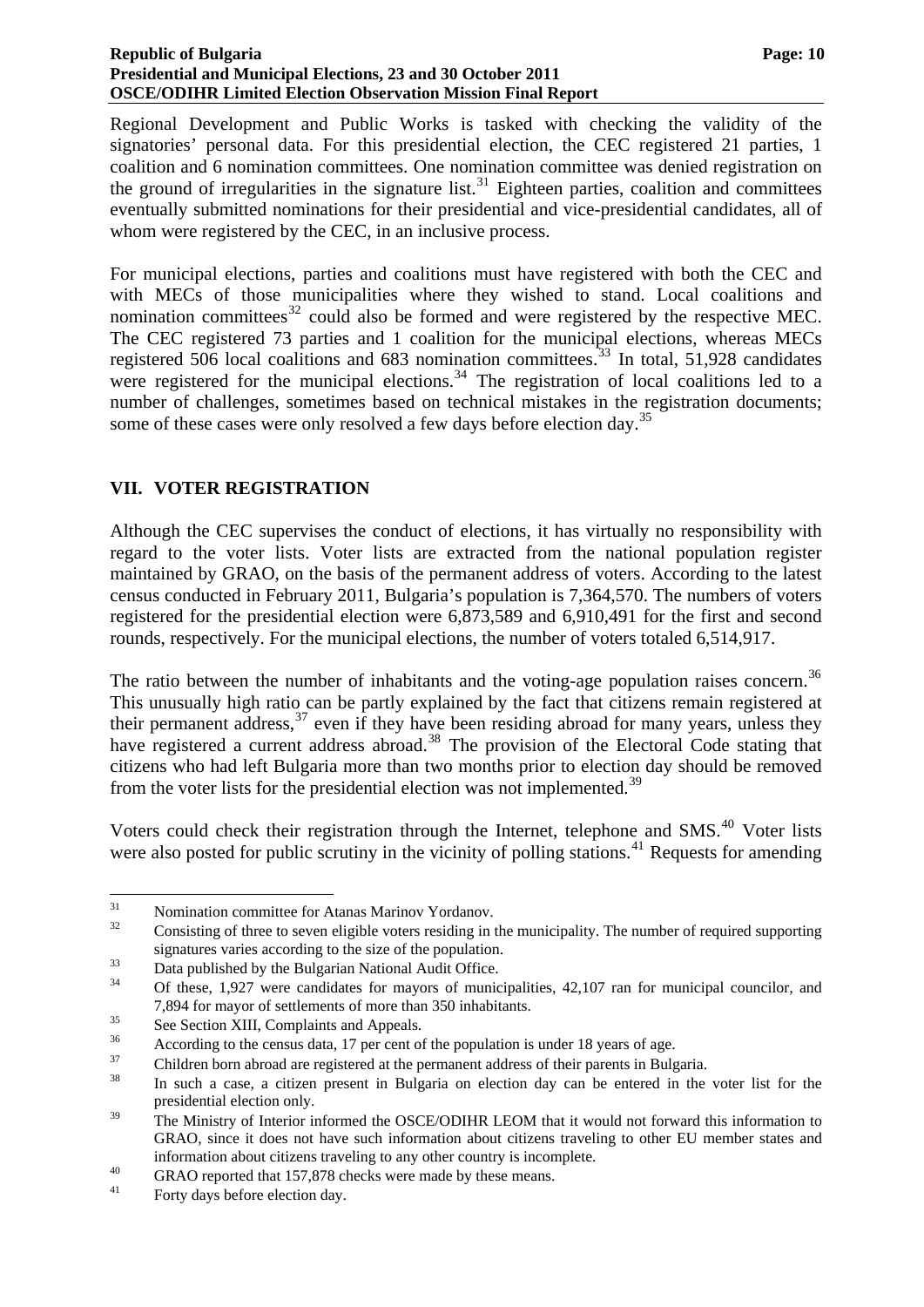Regional Development and Public Works is tasked with checking the validity of the signatories' personal data. For this presidential election, the CEC registered 21 parties, 1 coalition and 6 nomination committees. One nomination committee was denied registration on the ground of irregularities in the signature list.[31] Eighteen parties, coalition and committees eventually submitted nominations for their presidential and vice-presidential candidates, all of whom were registered by the CEC, in an inclusive process.

For municipal elections, parties and coalitions must have registered with both the CEC and with MECs of those municipalities where they wished to stand. Local coalitions and nomination committees[32] could also be formed and were registered by the respective MEC. The CEC registered 73 parties and 1 coalition for the municipal elections, whereas MECs registered 506 local coalitions and 683 nomination committees.[33] In total, 51,928 candidates were registered for the municipal elections.[34] The registration of local coalitions led to a number of challenges, sometimes based on technical mistakes in the registration documents; some of these cases were only resolved a few days before election day.[35]

## VII. VOTER REGISTRATION

Although the CEC supervises the conduct of elections, it has virtually no responsibility with regard to the voter lists. Voter lists are extracted from the national population register maintained by GRAO, on the basis of the permanent address of voters. According to the latest census conducted in February 2011, Bulgaria's population is 7,364,570. The numbers of voters registered for the presidential election were 6,873,589 and 6,910,491 for the first and second rounds, respectively. For the municipal elections, the number of voters totaled 6,514,917.

The ratio between the number of inhabitants and the voting-age population raises concern.[36] This unusually high ratio can be partly explained by the fact that citizens remain registered at their permanent address,[37] even if they have been residing abroad for many years, unless they have registered a current address abroad.[38] The provision of the Electoral Code stating that citizens who had left Bulgaria more than two months prior to election day should be removed from the voter lists for the presidential election was not implemented.[39]

Voters could check their registration through the Internet, telephone and SMS.[40] Voter lists were also posted for public scrutiny in the vicinity of polling stations.[41] Requests for amending

---

[31] Nomination committee for Atanas Marinov Yordanov.

[32] Consisting of three to seven eligible voters residing in the municipality. The number of required supporting signatures varies according to the size of the population.

[33] Data published by the Bulgarian National Audit Office.

[34] Of these, 1,927 were candidates for mayors of municipalities, 42,107 ran for municipal councilor, and 7,894 for mayor of settlements of more than 350 inhabitants.

[35] See Section XIII, Complaints and Appeals.

[36] According to the census data, 17 per cent of the population is under 18 years of age.

[37] Children born abroad are registered at the permanent address of their parents in Bulgaria.

[38] In such a case, a citizen present in Bulgaria on election day can be entered in the voter list for the presidential election only.

[39] The Ministry of Interior informed the OSCE/ODIHR LEOM that it would not forward this information to GRAO, since it does not have such information about citizens traveling to other EU member states and information about citizens traveling to any other country is incomplete.

[40] GRAO reported that 157,878 checks were made by these means.

[41] Forty days before election day.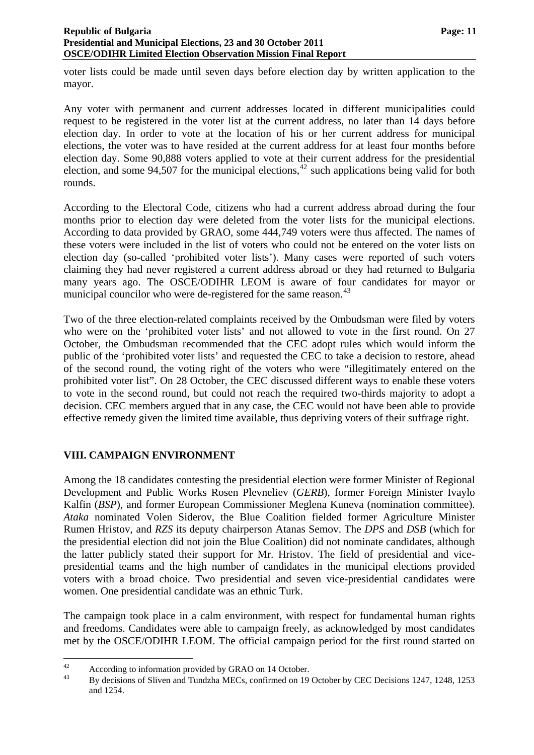voter lists could be made until seven days before election day by written application to the mayor.

Any voter with permanent and current addresses located in different municipalities could request to be registered in the voter list at the current address, no later than 14 days before election day. In order to vote at the location of his or her current address for municipal elections, the voter was to have resided at the current address for at least four months before election day. Some 90,888 voters applied to vote at their current address for the presidential election, and some 94,507 for the municipal elections,[42] such applications being valid for both rounds.

According to the Electoral Code, citizens who had a current address abroad during the four months prior to election day were deleted from the voter lists for the municipal elections. According to data provided by GRAO, some 444,749 voters were thus affected. The names of these voters were included in the list of voters who could not be entered on the voter lists on election day (so-called 'prohibited voter lists'). Many cases were reported of such voters claiming they had never registered a current address abroad or they had returned to Bulgaria many years ago. The OSCE/ODIHR LEOM is aware of four candidates for mayor or municipal councilor who were de-registered for the same reason.[43]

Two of the three election-related complaints received by the Ombudsman were filed by voters who were on the 'prohibited voter lists' and not allowed to vote in the first round. On 27 October, the Ombudsman recommended that the CEC adopt rules which would inform the public of the 'prohibited voter lists' and requested the CEC to take a decision to restore, ahead of the second round, the voting right of the voters who were "illegitimately entered on the prohibited voter list". On 28 October, the CEC discussed different ways to enable these voters to vote in the second round, but could not reach the required two-thirds majority to adopt a decision. CEC members argued that in any case, the CEC would not have been able to provide effective remedy given the limited time available, thus depriving voters of their suffrage right.

## VIII. CAMPAIGN ENVIRONMENT

Among the 18 candidates contesting the presidential election were former Minister of Regional Development and Public Works Rosen Plevneliev (*GERB*), former Foreign Minister Ivaylo Kalfin (*BSP*), and former European Commissioner Meglena Kuneva (nomination committee). *Ataka* nominated Volen Siderov, the Blue Coalition fielded former Agriculture Minister Rumen Hristov, and *RZS* its deputy chairperson Atanas Semov. The *DPS* and *DSB* (which for the presidential election did not join the Blue Coalition) did not nominate candidates, although the latter publicly stated their support for Mr. Hristov. The field of presidential and vice-presidential teams and the high number of candidates in the municipal elections provided voters with a broad choice. Two presidential and seven vice-presidential candidates were women. One presidential candidate was an ethnic Turk.

The campaign took place in a calm environment, with respect for fundamental human rights and freedoms. Candidates were able to campaign freely, as acknowledged by most candidates met by the OSCE/ODIHR LEOM. The official campaign period for the first round started on

---

[42] According to information provided by GRAO on 14 October.

[43] By decisions of Sliven and Tundzha MECs, confirmed on 19 October by CEC Decisions 1247, 1248, 1253 and 1254.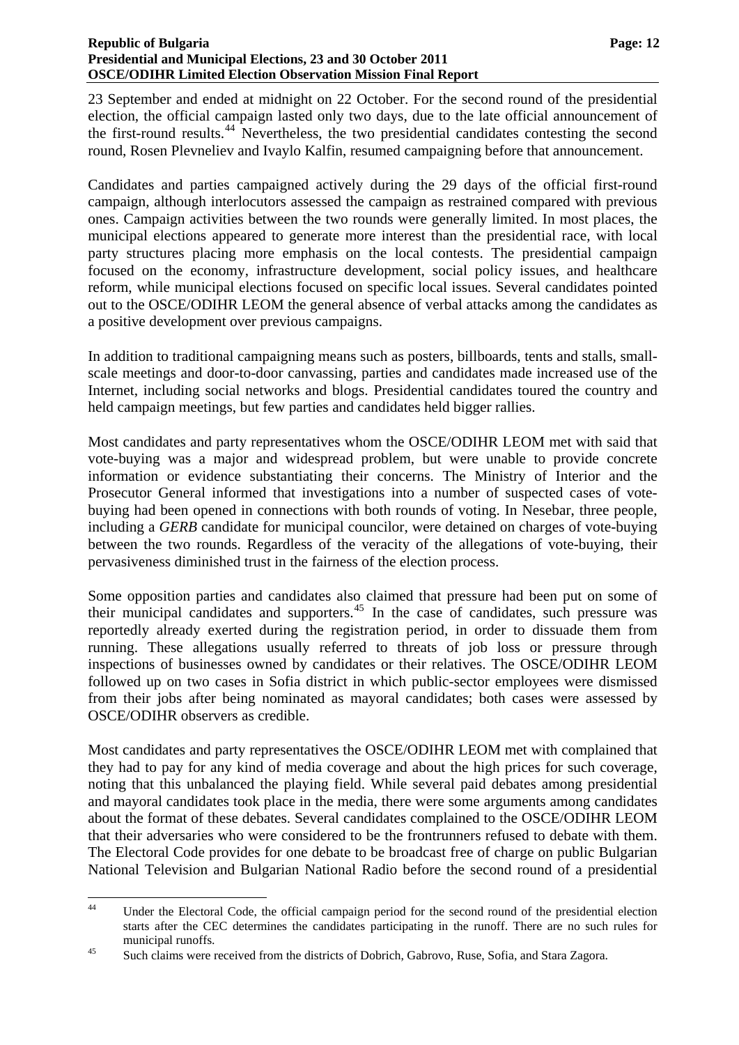23 September and ended at midnight on 22 October. For the second round of the presidential election, the official campaign lasted only two days, due to the late official announcement of the first-round results.[44] Nevertheless, the two presidential candidates contesting the second round, Rosen Plevneliev and Ivaylo Kalfin, resumed campaigning before that announcement.

Candidates and parties campaigned actively during the 29 days of the official first-round campaign, although interlocutors assessed the campaign as restrained compared with previous ones. Campaign activities between the two rounds were generally limited. In most places, the municipal elections appeared to generate more interest than the presidential race, with local party structures placing more emphasis on the local contests. The presidential campaign focused on the economy, infrastructure development, social policy issues, and healthcare reform, while municipal elections focused on specific local issues. Several candidates pointed out to the OSCE/ODIHR LEOM the general absence of verbal attacks among the candidates as a positive development over previous campaigns.

In addition to traditional campaigning means such as posters, billboards, tents and stalls, small-scale meetings and door-to-door canvassing, parties and candidates made increased use of the Internet, including social networks and blogs. Presidential candidates toured the country and held campaign meetings, but few parties and candidates held bigger rallies.

Most candidates and party representatives whom the OSCE/ODIHR LEOM met with said that vote-buying was a major and widespread problem, but were unable to provide concrete information or evidence substantiating their concerns. The Ministry of Interior and the Prosecutor General informed that investigations into a number of suspected cases of vote-buying had been opened in connections with both rounds of voting. In Nesebar, three people, including a *GERB* candidate for municipal councilor, were detained on charges of vote-buying between the two rounds. Regardless of the veracity of the allegations of vote-buying, their pervasiveness diminished trust in the fairness of the election process.

Some opposition parties and candidates also claimed that pressure had been put on some of their municipal candidates and supporters.[45] In the case of candidates, such pressure was reportedly already exerted during the registration period, in order to dissuade them from running. These allegations usually referred to threats of job loss or pressure through inspections of businesses owned by candidates or their relatives. The OSCE/ODIHR LEOM followed up on two cases in Sofia district in which public-sector employees were dismissed from their jobs after being nominated as mayoral candidates; both cases were assessed by OSCE/ODIHR observers as credible.

Most candidates and party representatives the OSCE/ODIHR LEOM met with complained that they had to pay for any kind of media coverage and about the high prices for such coverage, noting that this unbalanced the playing field. While several paid debates among presidential and mayoral candidates took place in the media, there were some arguments among candidates about the format of these debates. Several candidates complained to the OSCE/ODIHR LEOM that their adversaries who were considered to be the frontrunners refused to debate with them. The Electoral Code provides for one debate to be broadcast free of charge on public Bulgarian National Television and Bulgarian National Radio before the second round of a presidential

---

[44] Under the Electoral Code, the official campaign period for the second round of the presidential election starts after the CEC determines the candidates participating in the runoff. There are no such rules for municipal runoffs.

[45] Such claims were received from the districts of Dobrich, Gabrovo, Ruse, Sofia, and Stara Zagora.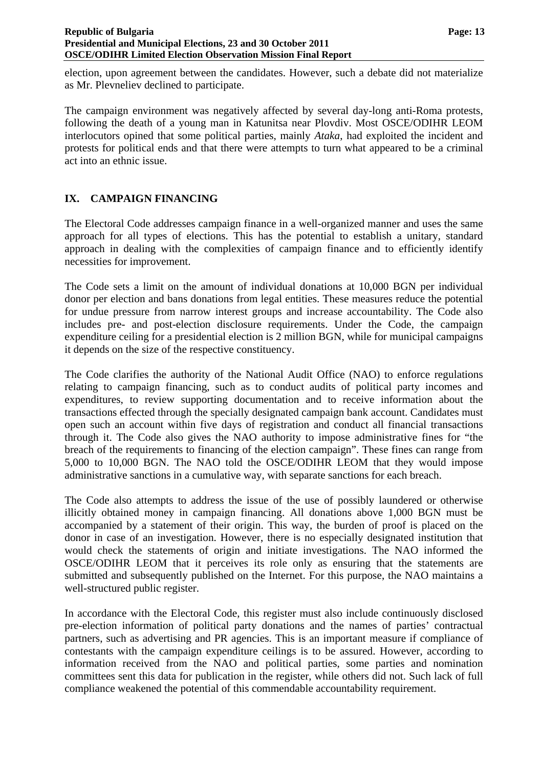election, upon agreement between the candidates. However, such a debate did not materialize as Mr. Plevneliev declined to participate.

The campaign environment was negatively affected by several day-long anti-Roma protests, following the death of a young man in Katunitsa near Plovdiv. Most OSCE/ODIHR LEOM interlocutors opined that some political parties, mainly *Ataka*, had exploited the incident and protests for political ends and that there were attempts to turn what appeared to be a criminal act into an ethnic issue.

## IX. CAMPAIGN FINANCING

The Electoral Code addresses campaign finance in a well-organized manner and uses the same approach for all types of elections. This has the potential to establish a unitary, standard approach in dealing with the complexities of campaign finance and to efficiently identify necessities for improvement.

The Code sets a limit on the amount of individual donations at 10,000 BGN per individual donor per election and bans donations from legal entities. These measures reduce the potential for undue pressure from narrow interest groups and increase accountability. The Code also includes pre- and post-election disclosure requirements. Under the Code, the campaign expenditure ceiling for a presidential election is 2 million BGN, while for municipal campaigns it depends on the size of the respective constituency.

The Code clarifies the authority of the National Audit Office (NAO) to enforce regulations relating to campaign financing, such as to conduct audits of political party incomes and expenditures, to review supporting documentation and to receive information about the transactions effected through the specially designated campaign bank account. Candidates must open such an account within five days of registration and conduct all financial transactions through it. The Code also gives the NAO authority to impose administrative fines for "the breach of the requirements to financing of the election campaign". These fines can range from 5,000 to 10,000 BGN. The NAO told the OSCE/ODIHR LEOM that they would impose administrative sanctions in a cumulative way, with separate sanctions for each breach.

The Code also attempts to address the issue of the use of possibly laundered or otherwise illicitly obtained money in campaign financing. All donations above 1,000 BGN must be accompanied by a statement of their origin. This way, the burden of proof is placed on the donor in case of an investigation. However, there is no especially designated institution that would check the statements of origin and initiate investigations. The NAO informed the OSCE/ODIHR LEOM that it perceives its role only as ensuring that the statements are submitted and subsequently published on the Internet. For this purpose, the NAO maintains a well-structured public register.

In accordance with the Electoral Code, this register must also include continuously disclosed pre-election information of political party donations and the names of parties' contractual partners, such as advertising and PR agencies. This is an important measure if compliance of contestants with the campaign expenditure ceilings is to be assured. However, according to information received from the NAO and political parties, some parties and nomination committees sent this data for publication in the register, while others did not. Such lack of full compliance weakened the potential of this commendable accountability requirement.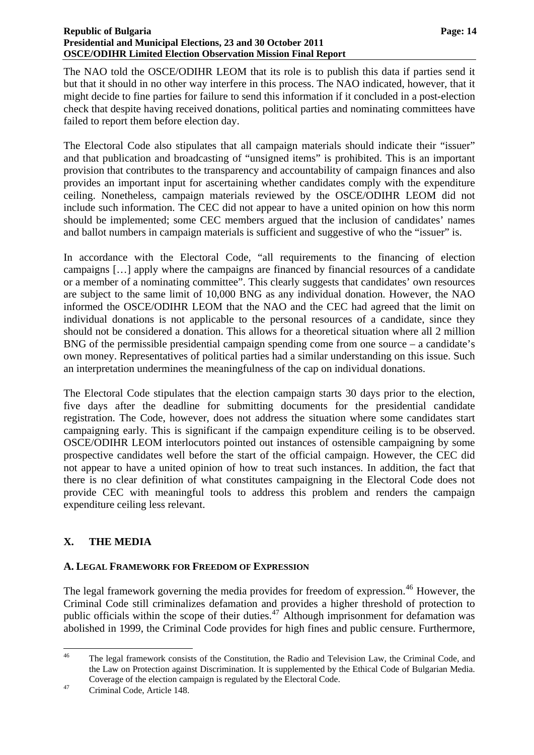The NAO told the OSCE/ODIHR LEOM that its role is to publish this data if parties send it but that it should in no other way interfere in this process. The NAO indicated, however, that it might decide to fine parties for failure to send this information if it concluded in a post-election check that despite having received donations, political parties and nominating committees have failed to report them before election day.

The Electoral Code also stipulates that all campaign materials should indicate their "issuer" and that publication and broadcasting of "unsigned items" is prohibited. This is an important provision that contributes to the transparency and accountability of campaign finances and also provides an important input for ascertaining whether candidates comply with the expenditure ceiling. Nonetheless, campaign materials reviewed by the OSCE/ODIHR LEOM did not include such information. The CEC did not appear to have a united opinion on how this norm should be implemented; some CEC members argued that the inclusion of candidates' names and ballot numbers in campaign materials is sufficient and suggestive of who the "issuer" is.

In accordance with the Electoral Code, "all requirements to the financing of election campaigns […] apply where the campaigns are financed by financial resources of a candidate or a member of a nominating committee". This clearly suggests that candidates' own resources are subject to the same limit of 10,000 BNG as any individual donation. However, the NAO informed the OSCE/ODIHR LEOM that the NAO and the CEC had agreed that the limit on individual donations is not applicable to the personal resources of a candidate, since they should not be considered a donation. This allows for a theoretical situation where all 2 million BNG of the permissible presidential campaign spending come from one source – a candidate's own money. Representatives of political parties had a similar understanding on this issue. Such an interpretation undermines the meaningfulness of the cap on individual donations.

The Electoral Code stipulates that the election campaign starts 30 days prior to the election, five days after the deadline for submitting documents for the presidential candidate registration. The Code, however, does not address the situation where some candidates start campaigning early. This is significant if the campaign expenditure ceiling is to be observed. OSCE/ODIHR LEOM interlocutors pointed out instances of ostensible campaigning by some prospective candidates well before the start of the official campaign. However, the CEC did not appear to have a united opinion of how to treat such instances. In addition, the fact that there is no clear definition of what constitutes campaigning in the Electoral Code does not provide CEC with meaningful tools to address this problem and renders the campaign expenditure ceiling less relevant.

## X. THE MEDIA

### A. Legal Framework for Freedom of Expression

The legal framework governing the media provides for freedom of expression.[46] However, the Criminal Code still criminalizes defamation and provides a higher threshold of protection to public officials within the scope of their duties.[47] Although imprisonment for defamation was abolished in 1999, the Criminal Code provides for high fines and public censure. Furthermore,

---

[46] The legal framework consists of the Constitution, the Radio and Television Law, the Criminal Code, and the Law on Protection against Discrimination. It is supplemented by the Ethical Code of Bulgarian Media. Coverage of the election campaign is regulated by the Electoral Code.

[47] Criminal Code, Article 148.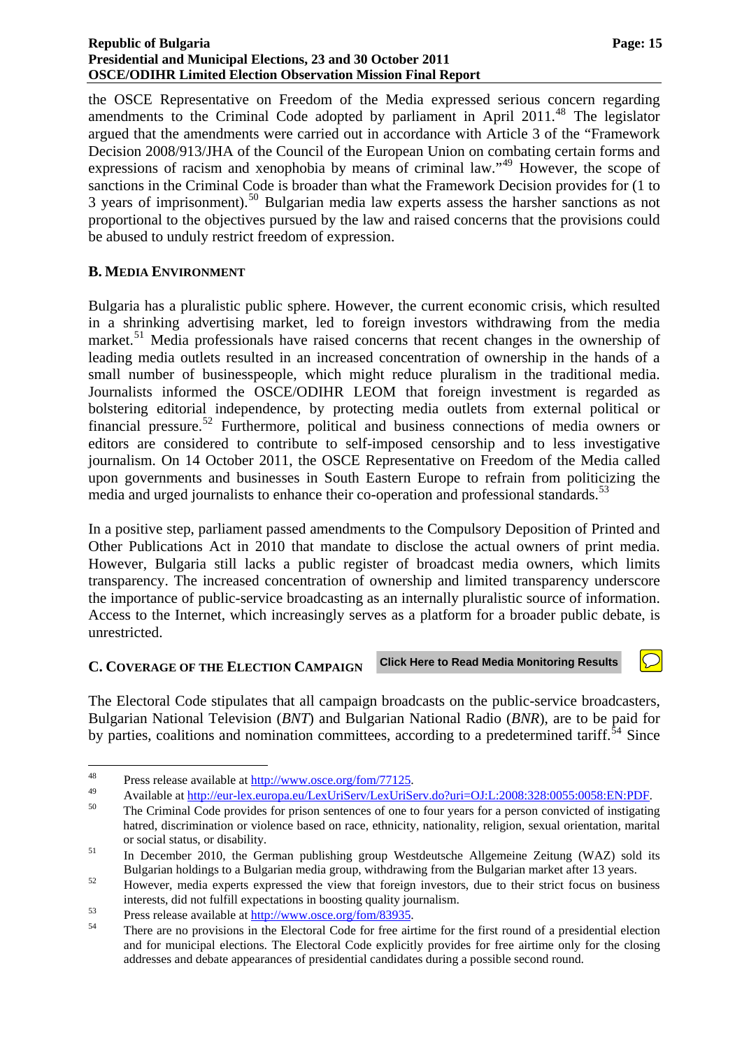the OSCE Representative on Freedom of the Media expressed serious concern regarding amendments to the Criminal Code adopted by parliament in April 2011.[48] The legislator argued that the amendments were carried out in accordance with Article 3 of the "Framework Decision 2008/913/JHA of the Council of the European Union on combating certain forms and expressions of racism and xenophobia by means of criminal law."[49] However, the scope of sanctions in the Criminal Code is broader than what the Framework Decision provides for (1 to 3 years of imprisonment).[50] Bulgarian media law experts assess the harsher sanctions as not proportional to the objectives pursued by the law and raised concerns that the provisions could be abused to unduly restrict freedom of expression.

### B. Media Environment

Bulgaria has a pluralistic public sphere. However, the current economic crisis, which resulted in a shrinking advertising market, led to foreign investors withdrawing from the media market.[51] Media professionals have raised concerns that recent changes in the ownership of leading media outlets resulted in an increased concentration of ownership in the hands of a small number of businesspeople, which might reduce pluralism in the traditional media. Journalists informed the OSCE/ODIHR LEOM that foreign investment is regarded as bolstering editorial independence, by protecting media outlets from external political or financial pressure.[52] Furthermore, political and business connections of media owners or editors are considered to contribute to self-imposed censorship and to less investigative journalism. On 14 October 2011, the OSCE Representative on Freedom of the Media called upon governments and businesses in South Eastern Europe to refrain from politicizing the media and urged journalists to enhance their co-operation and professional standards.[53]

In a positive step, parliament passed amendments to the Compulsory Deposition of Printed and Other Publications Act in 2010 that mandate to disclose the actual owners of print media. However, Bulgaria still lacks a public register of broadcast media owners, which limits transparency. The increased concentration of ownership and limited transparency underscore the importance of public-service broadcasting as an internally pluralistic source of information. Access to the Internet, which increasingly serves as a platform for a broader public debate, is unrestricted.

### C. Coverage of the Election Campaign

**Click Here to Read Media Monitoring Results**

The Electoral Code stipulates that all campaign broadcasts on the public-service broadcasters, Bulgarian National Television (*BNT*) and Bulgarian National Radio (*BNR*), are to be paid for by parties, coalitions and nomination committees, according to a predetermined tariff.[54] Since

---

[48] Press release available at http://www.osce.org/fom/77125.

[49] Available at http://eur-lex.europa.eu/LexUriServ/LexUriServ.do?uri=OJ:L:2008:328:0055:0058:EN:PDF.

[50] The Criminal Code provides for prison sentences of one to four years for a person convicted of instigating hatred, discrimination or violence based on race, ethnicity, nationality, religion, sexual orientation, marital or social status, or disability.

[51] In December 2010, the German publishing group Westdeutsche Allgemeine Zeitung (WAZ) sold its Bulgarian holdings to a Bulgarian media group, withdrawing from the Bulgarian market after 13 years.

[52] However, media experts expressed the view that foreign investors, due to their strict focus on business interests, did not fulfill expectations in boosting quality journalism.

[53] Press release available at http://www.osce.org/fom/83935.

[54] There are no provisions in the Electoral Code for free airtime for the first round of a presidential election and for municipal elections. The Electoral Code explicitly provides for free airtime only for the closing addresses and debate appearances of presidential candidates during a possible second round.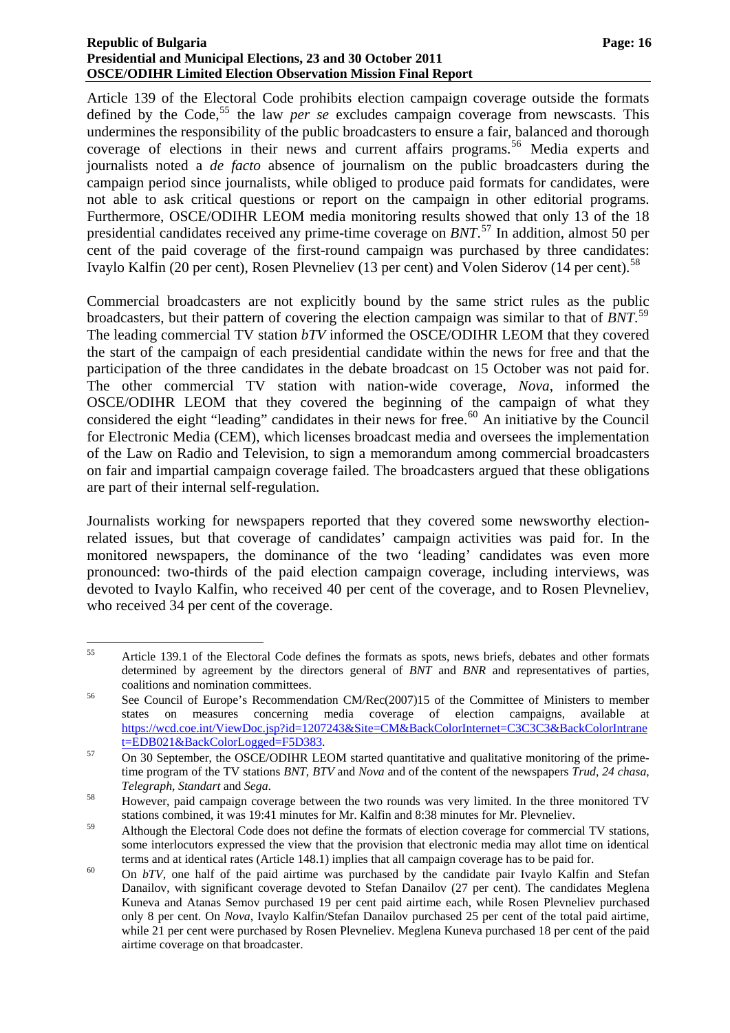Article 139 of the Electoral Code prohibits election campaign coverage outside the formats defined by the Code,[55] the law *per se* excludes campaign coverage from newscasts. This undermines the responsibility of the public broadcasters to ensure a fair, balanced and thorough coverage of elections in their news and current affairs programs.[56] Media experts and journalists noted a *de facto* absence of journalism on the public broadcasters during the campaign period since journalists, while obliged to produce paid formats for candidates, were not able to ask critical questions or report on the campaign in other editorial programs. Furthermore, OSCE/ODIHR LEOM media monitoring results showed that only 13 of the 18 presidential candidates received any prime-time coverage on *BNT*.[57] In addition, almost 50 per cent of the paid coverage of the first-round campaign was purchased by three candidates: Ivaylo Kalfin (20 per cent), Rosen Plevneliev (13 per cent) and Volen Siderov (14 per cent).[58]

Commercial broadcasters are not explicitly bound by the same strict rules as the public broadcasters, but their pattern of covering the election campaign was similar to that of *BNT*.[59] The leading commercial TV station *bTV* informed the OSCE/ODIHR LEOM that they covered the start of the campaign of each presidential candidate within the news for free and that the participation of the three candidates in the debate broadcast on 15 October was not paid for. The other commercial TV station with nation-wide coverage, *Nova*, informed the OSCE/ODIHR LEOM that they covered the beginning of the campaign of what they considered the eight "leading" candidates in their news for free.[60] An initiative by the Council for Electronic Media (CEM), which licenses broadcast media and oversees the implementation of the Law on Radio and Television, to sign a memorandum among commercial broadcasters on fair and impartial campaign coverage failed. The broadcasters argued that these obligations are part of their internal self-regulation.

Journalists working for newspapers reported that they covered some newsworthy election-related issues, but that coverage of candidates' campaign activities was paid for. In the monitored newspapers, the dominance of the two 'leading' candidates was even more pronounced: two-thirds of the paid election campaign coverage, including interviews, was devoted to Ivaylo Kalfin, who received 40 per cent of the coverage, and to Rosen Plevneliev, who received 34 per cent of the coverage.

---

[55] Article 139.1 of the Electoral Code defines the formats as spots, news briefs, debates and other formats determined by agreement by the directors general of *BNT* and *BNR* and representatives of parties, coalitions and nomination committees.

[56] See Council of Europe's Recommendation CM/Rec(2007)15 of the Committee of Ministers to member states on measures concerning media coverage of election campaigns, available at https://wcd.coe.int/ViewDoc.jsp?id=1207243&Site=CM&BackColorInternet=C3C3C3&BackColorIntranet=EDB021&BackColorLogged=F5D383.

[57] On 30 September, the OSCE/ODIHR LEOM started quantitative and qualitative monitoring of the prime-time program of the TV stations *BNT*, *BTV* and *Nova* and of the content of the newspapers *Trud*, *24 chasa*, *Telegraph*, *Standart* and *Sega*.

[58] However, paid campaign coverage between the two rounds was very limited. In the three monitored TV stations combined, it was 19:41 minutes for Mr. Kalfin and 8:38 minutes for Mr. Plevneliev.

[59] Although the Electoral Code does not define the formats of election coverage for commercial TV stations, some interlocutors expressed the view that the provision that electronic media may allot time on identical terms and at identical rates (Article 148.1) implies that all campaign coverage has to be paid for.

[60] On *bTV*, one half of the paid airtime was purchased by the candidate pair Ivaylo Kalfin and Stefan Danailov, with significant coverage devoted to Stefan Danailov (27 per cent). The candidates Meglena Kuneva and Atanas Semov purchased 19 per cent paid airtime each, while Rosen Plevneliev purchased only 8 per cent. On *Nova*, Ivaylo Kalfin/Stefan Danailov purchased 25 per cent of the total paid airtime, while 21 per cent were purchased by Rosen Plevneliev. Meglena Kuneva purchased 18 per cent of the paid airtime coverage on that broadcaster.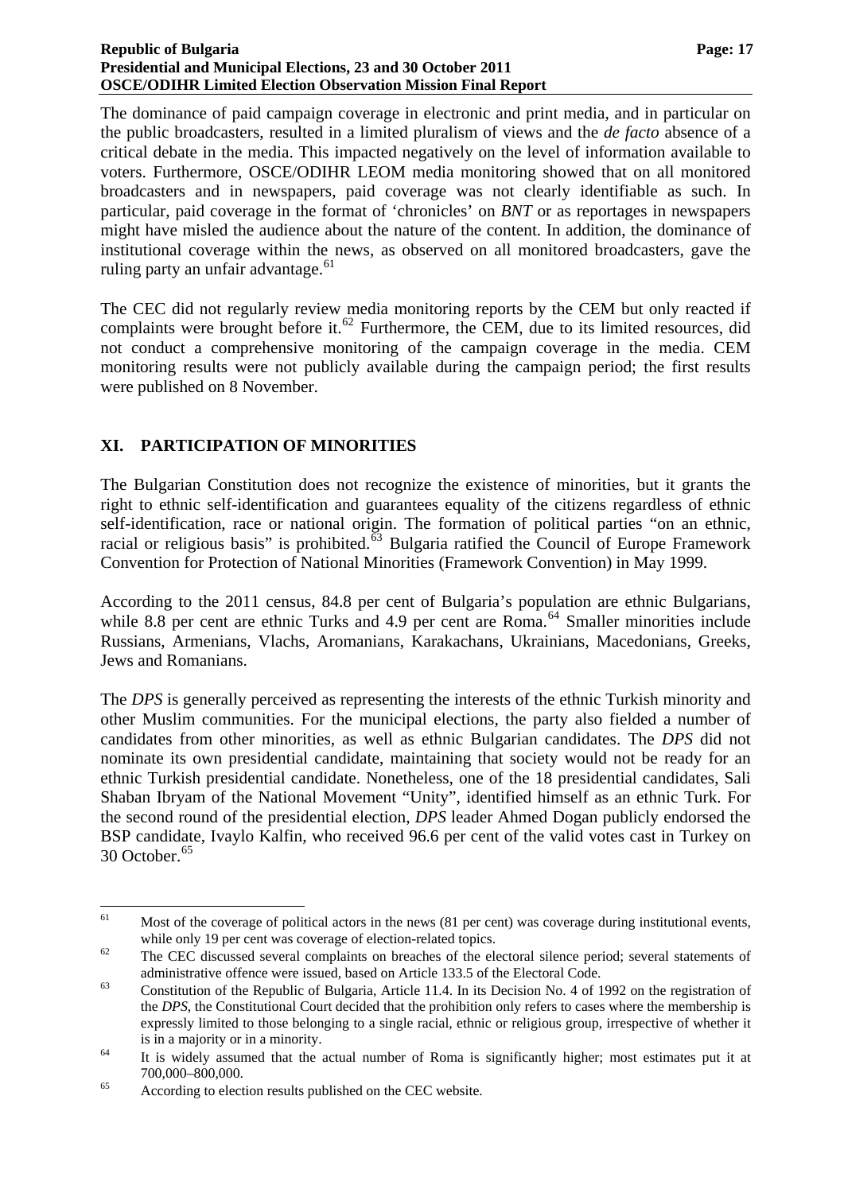The dominance of paid campaign coverage in electronic and print media, and in particular on the public broadcasters, resulted in a limited pluralism of views and the *de facto* absence of a critical debate in the media. This impacted negatively on the level of information available to voters. Furthermore, OSCE/ODIHR LEOM media monitoring showed that on all monitored broadcasters and in newspapers, paid coverage was not clearly identifiable as such. In particular, paid coverage in the format of 'chronicles' on *BNT* or as reportages in newspapers might have misled the audience about the nature of the content. In addition, the dominance of institutional coverage within the news, as observed on all monitored broadcasters, gave the ruling party an unfair advantage.[61]

The CEC did not regularly review media monitoring reports by the CEM but only reacted if complaints were brought before it.[62] Furthermore, the CEM, due to its limited resources, did not conduct a comprehensive monitoring of the campaign coverage in the media. CEM monitoring results were not publicly available during the campaign period; the first results were published on 8 November.

## XI. PARTICIPATION OF MINORITIES

The Bulgarian Constitution does not recognize the existence of minorities, but it grants the right to ethnic self-identification and guarantees equality of the citizens regardless of ethnic self-identification, race or national origin. The formation of political parties "on an ethnic, racial or religious basis" is prohibited.[63] Bulgaria ratified the Council of Europe Framework Convention for Protection of National Minorities (Framework Convention) in May 1999.

According to the 2011 census, 84.8 per cent of Bulgaria's population are ethnic Bulgarians, while 8.8 per cent are ethnic Turks and 4.9 per cent are Roma.[64] Smaller minorities include Russians, Armenians, Vlachs, Aromanians, Karakachans, Ukrainians, Macedonians, Greeks, Jews and Romanians.

The *DPS* is generally perceived as representing the interests of the ethnic Turkish minority and other Muslim communities. For the municipal elections, the party also fielded a number of candidates from other minorities, as well as ethnic Bulgarian candidates. The *DPS* did not nominate its own presidential candidate, maintaining that society would not be ready for an ethnic Turkish presidential candidate. Nonetheless, one of the 18 presidential candidates, Sali Shaban Ibryam of the National Movement "Unity", identified himself as an ethnic Turk. For the second round of the presidential election, *DPS* leader Ahmed Dogan publicly endorsed the BSP candidate, Ivaylo Kalfin, who received 96.6 per cent of the valid votes cast in Turkey on 30 October.[65]

---

[61] Most of the coverage of political actors in the news (81 per cent) was coverage during institutional events, while only 19 per cent was coverage of election-related topics.

[62] The CEC discussed several complaints on breaches of the electoral silence period; several statements of administrative offence were issued, based on Article 133.5 of the Electoral Code.

[63] Constitution of the Republic of Bulgaria, Article 11.4. In its Decision No. 4 of 1992 on the registration of the *DPS*, the Constitutional Court decided that the prohibition only refers to cases where the membership is expressly limited to those belonging to a single racial, ethnic or religious group, irrespective of whether it is in a majority or in a minority.

[64] It is widely assumed that the actual number of Roma is significantly higher; most estimates put it at 700,000–800,000.

[65] According to election results published on the CEC website.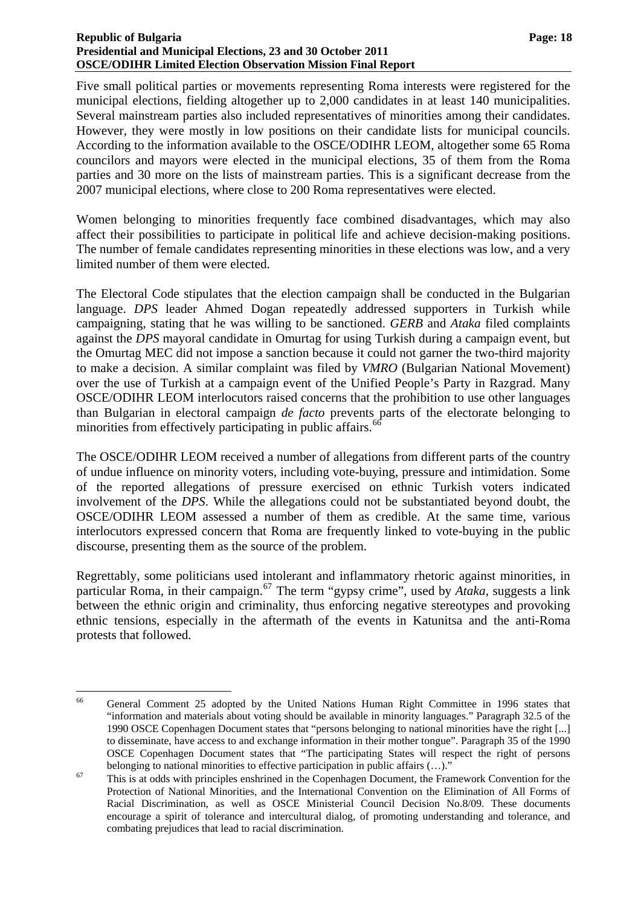Five small political parties or movements representing Roma interests were registered for the municipal elections, fielding altogether up to 2,000 candidates in at least 140 municipalities. Several mainstream parties also included representatives of minorities among their candidates. However, they were mostly in low positions on their candidate lists for municipal councils. According to the information available to the OSCE/ODIHR LEOM, altogether some 65 Roma councilors and mayors were elected in the municipal elections, 35 of them from the Roma parties and 30 more on the lists of mainstream parties. This is a significant decrease from the 2007 municipal elections, where close to 200 Roma representatives were elected.

Women belonging to minorities frequently face combined disadvantages, which may also affect their possibilities to participate in political life and achieve decision-making positions. The number of female candidates representing minorities in these elections was low, and a very limited number of them were elected.

The Electoral Code stipulates that the election campaign shall be conducted in the Bulgarian language. *DPS* leader Ahmed Dogan repeatedly addressed supporters in Turkish while campaigning, stating that he was willing to be sanctioned. *GERB* and *Ataka* filed complaints against the *DPS* mayoral candidate in Omurtag for using Turkish during a campaign event, but the Omurtag MEC did not impose a sanction because it could not garner the two-third majority to make a decision. A similar complaint was filed by *VMRO* (Bulgarian National Movement) over the use of Turkish at a campaign event of the Unified People's Party in Razgrad. Many OSCE/ODIHR LEOM interlocutors raised concerns that the prohibition to use other languages than Bulgarian in electoral campaign *de facto* prevents parts of the electorate belonging to minorities from effectively participating in public affairs.[66]

The OSCE/ODIHR LEOM received a number of allegations from different parts of the country of undue influence on minority voters, including vote-buying, pressure and intimidation. Some of the reported allegations of pressure exercised on ethnic Turkish voters indicated involvement of the *DPS*. While the allegations could not be substantiated beyond doubt, the OSCE/ODIHR LEOM assessed a number of them as credible. At the same time, various interlocutors expressed concern that Roma are frequently linked to vote-buying in the public discourse, presenting them as the source of the problem.

Regrettably, some politicians used intolerant and inflammatory rhetoric against minorities, in particular Roma, in their campaign.[67] The term "gypsy crime", used by *Ataka*, suggests a link between the ethnic origin and criminality, thus enforcing negative stereotypes and provoking ethnic tensions, especially in the aftermath of the events in Katunitsa and the anti-Roma protests that followed.

---

[66] General Comment 25 adopted by the United Nations Human Right Committee in 1996 states that "information and materials about voting should be available in minority languages." Paragraph 32.5 of the 1990 OSCE Copenhagen Document states that "persons belonging to national minorities have the right [...] to disseminate, have access to and exchange information in their mother tongue". Paragraph 35 of the 1990 OSCE Copenhagen Document states that "The participating States will respect the right of persons belonging to national minorities to effective participation in public affairs (…)."

[67] This is at odds with principles enshrined in the Copenhagen Document, the Framework Convention for the Protection of National Minorities, and the International Convention on the Elimination of All Forms of Racial Discrimination, as well as OSCE Ministerial Council Decision No.8/09. These documents encourage a spirit of tolerance and intercultural dialog, of promoting understanding and tolerance, and combating prejudices that lead to racial discrimination.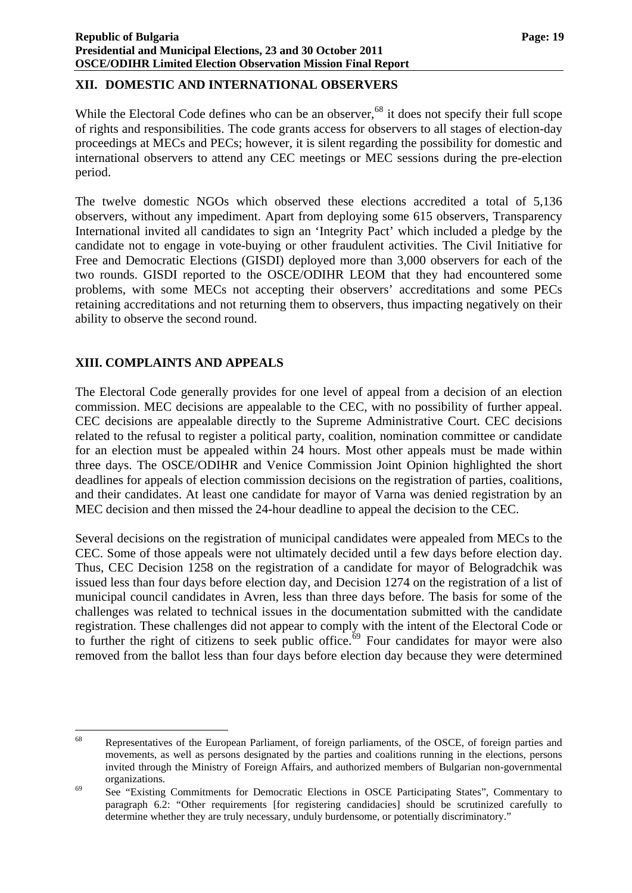## XII. DOMESTIC AND INTERNATIONAL OBSERVERS

While the Electoral Code defines who can be an observer,[68] it does not specify their full scope of rights and responsibilities. The code grants access for observers to all stages of election-day proceedings at MECs and PECs; however, it is silent regarding the possibility for domestic and international observers to attend any CEC meetings or MEC sessions during the pre-election period.

The twelve domestic NGOs which observed these elections accredited a total of 5,136 observers, without any impediment. Apart from deploying some 615 observers, Transparency International invited all candidates to sign an 'Integrity Pact' which included a pledge by the candidate not to engage in vote-buying or other fraudulent activities. The Civil Initiative for Free and Democratic Elections (GISDI) deployed more than 3,000 observers for each of the two rounds. GISDI reported to the OSCE/ODIHR LEOM that they had encountered some problems, with some MECs not accepting their observers' accreditations and some PECs retaining accreditations and not returning them to observers, thus impacting negatively on their ability to observe the second round.

## XIII. COMPLAINTS AND APPEALS

The Electoral Code generally provides for one level of appeal from a decision of an election commission. MEC decisions are appealable to the CEC, with no possibility of further appeal. CEC decisions are appealable directly to the Supreme Administrative Court. CEC decisions related to the refusal to register a political party, coalition, nomination committee or candidate for an election must be appealed within 24 hours. Most other appeals must be made within three days. The OSCE/ODIHR and Venice Commission Joint Opinion highlighted the short deadlines for appeals of election commission decisions on the registration of parties, coalitions, and their candidates. At least one candidate for mayor of Varna was denied registration by an MEC decision and then missed the 24-hour deadline to appeal the decision to the CEC.

Several decisions on the registration of municipal candidates were appealed from MECs to the CEC. Some of those appeals were not ultimately decided until a few days before election day. Thus, CEC Decision 1258 on the registration of a candidate for mayor of Belogradchik was issued less than four days before election day, and Decision 1274 on the registration of a list of municipal council candidates in Avren, less than three days before. The basis for some of the challenges was related to technical issues in the documentation submitted with the candidate registration. These challenges did not appear to comply with the intent of the Electoral Code or to further the right of citizens to seek public office.[69] Four candidates for mayor were also removed from the ballot less than four days before election day because they were determined

---

[68] Representatives of the European Parliament, of foreign parliaments, of the OSCE, of foreign parties and movements, as well as persons designated by the parties and coalitions running in the elections, persons invited through the Ministry of Foreign Affairs, and authorized members of Bulgarian non-governmental organizations.

[69] See "Existing Commitments for Democratic Elections in OSCE Participating States", Commentary to paragraph 6.2: "Other requirements [for registering candidacies] should be scrutinized carefully to determine whether they are truly necessary, unduly burdensome, or potentially discriminatory."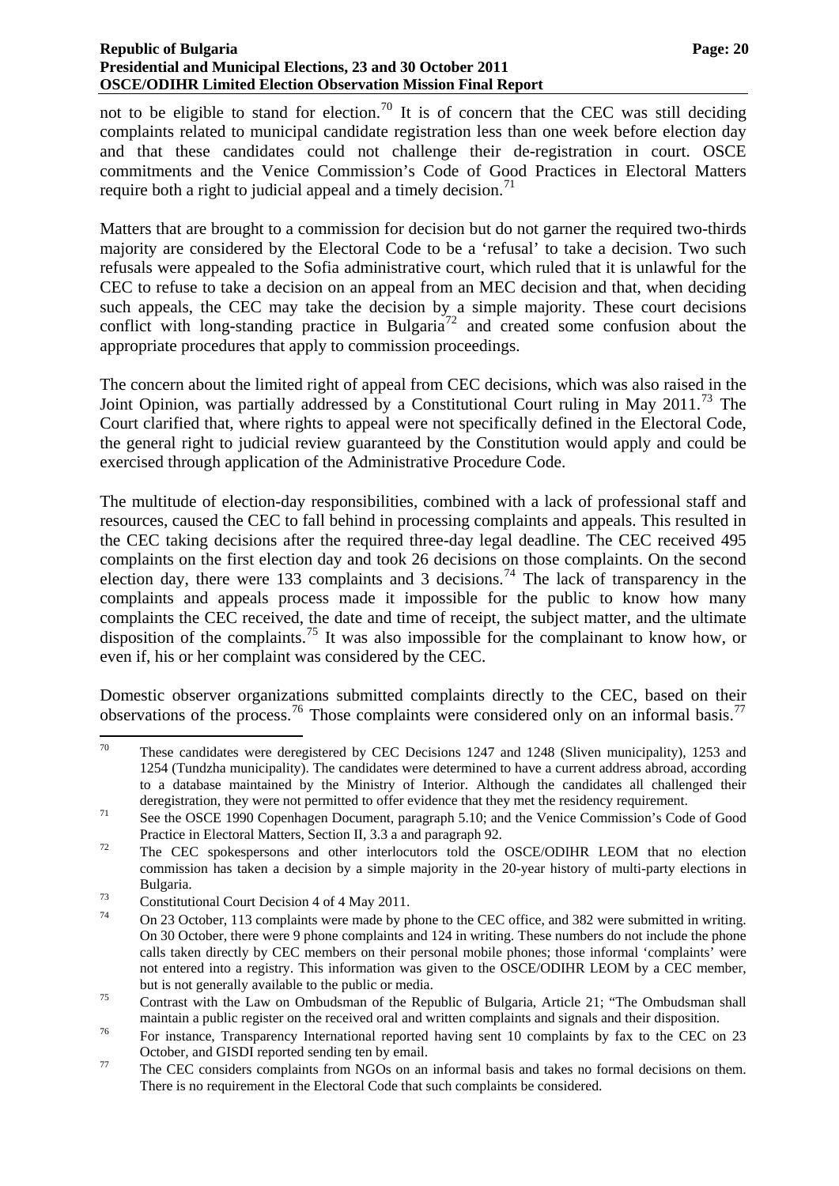not to be eligible to stand for election.[70] It is of concern that the CEC was still deciding complaints related to municipal candidate registration less than one week before election day and that these candidates could not challenge their de-registration in court. OSCE commitments and the Venice Commission's Code of Good Practices in Electoral Matters require both a right to judicial appeal and a timely decision.[71]

Matters that are brought to a commission for decision but do not garner the required two-thirds majority are considered by the Electoral Code to be a 'refusal' to take a decision. Two such refusals were appealed to the Sofia administrative court, which ruled that it is unlawful for the CEC to refuse to take a decision on an appeal from an MEC decision and that, when deciding such appeals, the CEC may take the decision by a simple majority. These court decisions conflict with long-standing practice in Bulgaria[72] and created some confusion about the appropriate procedures that apply to commission proceedings.

The concern about the limited right of appeal from CEC decisions, which was also raised in the Joint Opinion, was partially addressed by a Constitutional Court ruling in May 2011.[73] The Court clarified that, where rights to appeal were not specifically defined in the Electoral Code, the general right to judicial review guaranteed by the Constitution would apply and could be exercised through application of the Administrative Procedure Code.

The multitude of election-day responsibilities, combined with a lack of professional staff and resources, caused the CEC to fall behind in processing complaints and appeals. This resulted in the CEC taking decisions after the required three-day legal deadline. The CEC received 495 complaints on the first election day and took 26 decisions on those complaints. On the second election day, there were 133 complaints and 3 decisions.[74] The lack of transparency in the complaints and appeals process made it impossible for the public to know how many complaints the CEC received, the date and time of receipt, the subject matter, and the ultimate disposition of the complaints.[75] It was also impossible for the complainant to know how, or even if, his or her complaint was considered by the CEC.

Domestic observer organizations submitted complaints directly to the CEC, based on their observations of the process.[76] Those complaints were considered only on an informal basis.[77]

---

[70] These candidates were deregistered by CEC Decisions 1247 and 1248 (Sliven municipality), 1253 and 1254 (Tundzha municipality). The candidates were determined to have a current address abroad, according to a database maintained by the Ministry of Interior. Although the candidates all challenged their deregistration, they were not permitted to offer evidence that they met the residency requirement.

[71] See the OSCE 1990 Copenhagen Document, paragraph 5.10; and the Venice Commission's Code of Good Practice in Electoral Matters, Section II, 3.3 a and paragraph 92.

[72] The CEC spokespersons and other interlocutors told the OSCE/ODIHR LEOM that no election commission has taken a decision by a simple majority in the 20-year history of multi-party elections in Bulgaria.

[73] Constitutional Court Decision 4 of 4 May 2011.

[74] On 23 October, 113 complaints were made by phone to the CEC office, and 382 were submitted in writing. On 30 October, there were 9 phone complaints and 124 in writing. These numbers do not include the phone calls taken directly by CEC members on their personal mobile phones; those informal 'complaints' were not entered into a registry. This information was given to the OSCE/ODIHR LEOM by a CEC member, but is not generally available to the public or media.

[75] Contrast with the Law on Ombudsman of the Republic of Bulgaria, Article 21; "The Ombudsman shall maintain a public register on the received oral and written complaints and signals and their disposition.

[76] For instance, Transparency International reported having sent 10 complaints by fax to the CEC on 23 October, and GISDI reported sending ten by email.

[77] The CEC considers complaints from NGOs on an informal basis and takes no formal decisions on them. There is no requirement in the Electoral Code that such complaints be considered.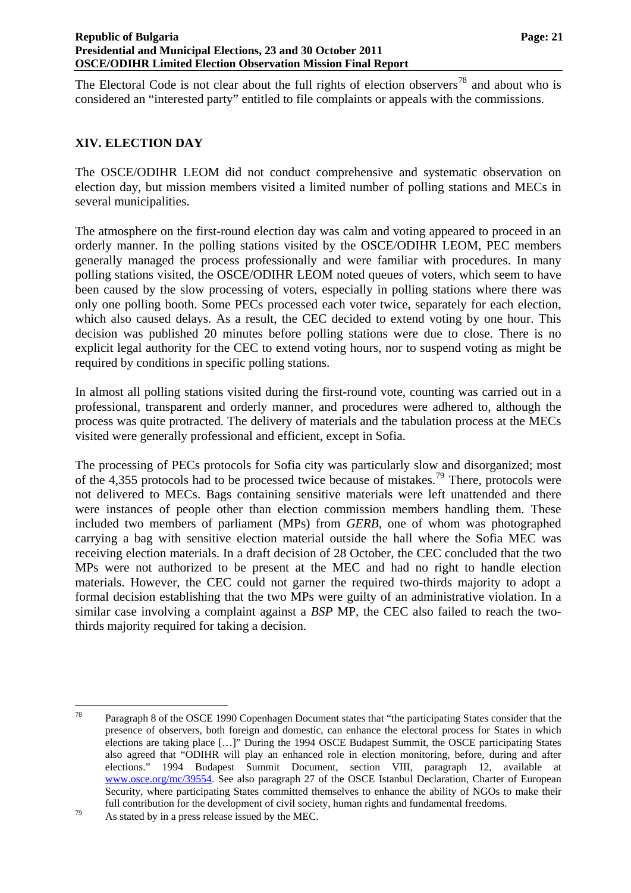The Electoral Code is not clear about the full rights of election observers[78] and about who is considered an "interested party" entitled to file complaints or appeals with the commissions.

## XIV. ELECTION DAY

The OSCE/ODIHR LEOM did not conduct comprehensive and systematic observation on election day, but mission members visited a limited number of polling stations and MECs in several municipalities.

The atmosphere on the first-round election day was calm and voting appeared to proceed in an orderly manner. In the polling stations visited by the OSCE/ODIHR LEOM, PEC members generally managed the process professionally and were familiar with procedures. In many polling stations visited, the OSCE/ODIHR LEOM noted queues of voters, which seem to have been caused by the slow processing of voters, especially in polling stations where there was only one polling booth. Some PECs processed each voter twice, separately for each election, which also caused delays. As a result, the CEC decided to extend voting by one hour. This decision was published 20 minutes before polling stations were due to close. There is no explicit legal authority for the CEC to extend voting hours, nor to suspend voting as might be required by conditions in specific polling stations.

In almost all polling stations visited during the first-round vote, counting was carried out in a professional, transparent and orderly manner, and procedures were adhered to, although the process was quite protracted. The delivery of materials and the tabulation process at the MECs visited were generally professional and efficient, except in Sofia.

The processing of PECs protocols for Sofia city was particularly slow and disorganized; most of the 4,355 protocols had to be processed twice because of mistakes.[79] There, protocols were not delivered to MECs. Bags containing sensitive materials were left unattended and there were instances of people other than election commission members handling them. These included two members of parliament (MPs) from *GERB*, one of whom was photographed carrying a bag with sensitive election material outside the hall where the Sofia MEC was receiving election materials. In a draft decision of 28 October, the CEC concluded that the two MPs were not authorized to be present at the MEC and had no right to handle election materials. However, the CEC could not garner the required two-thirds majority to adopt a formal decision establishing that the two MPs were guilty of an administrative violation. In a similar case involving a complaint against a *BSP* MP, the CEC also failed to reach the two-thirds majority required for taking a decision.

---

[78] Paragraph 8 of the OSCE 1990 Copenhagen Document states that "the participating States consider that the presence of observers, both foreign and domestic, can enhance the electoral process for States in which elections are taking place […]" During the 1994 OSCE Budapest Summit, the OSCE participating States also agreed that "ODIHR will play an enhanced role in election monitoring, before, during and after elections." 1994 Budapest Summit Document, section VIII, paragraph 12, available at www.osce.org/mc/39554. See also paragraph 27 of the OSCE Istanbul Declaration, Charter of European Security, where participating States committed themselves to enhance the ability of NGOs to make their full contribution for the development of civil society, human rights and fundamental freedoms.

[79] As stated by in a press release issued by the MEC.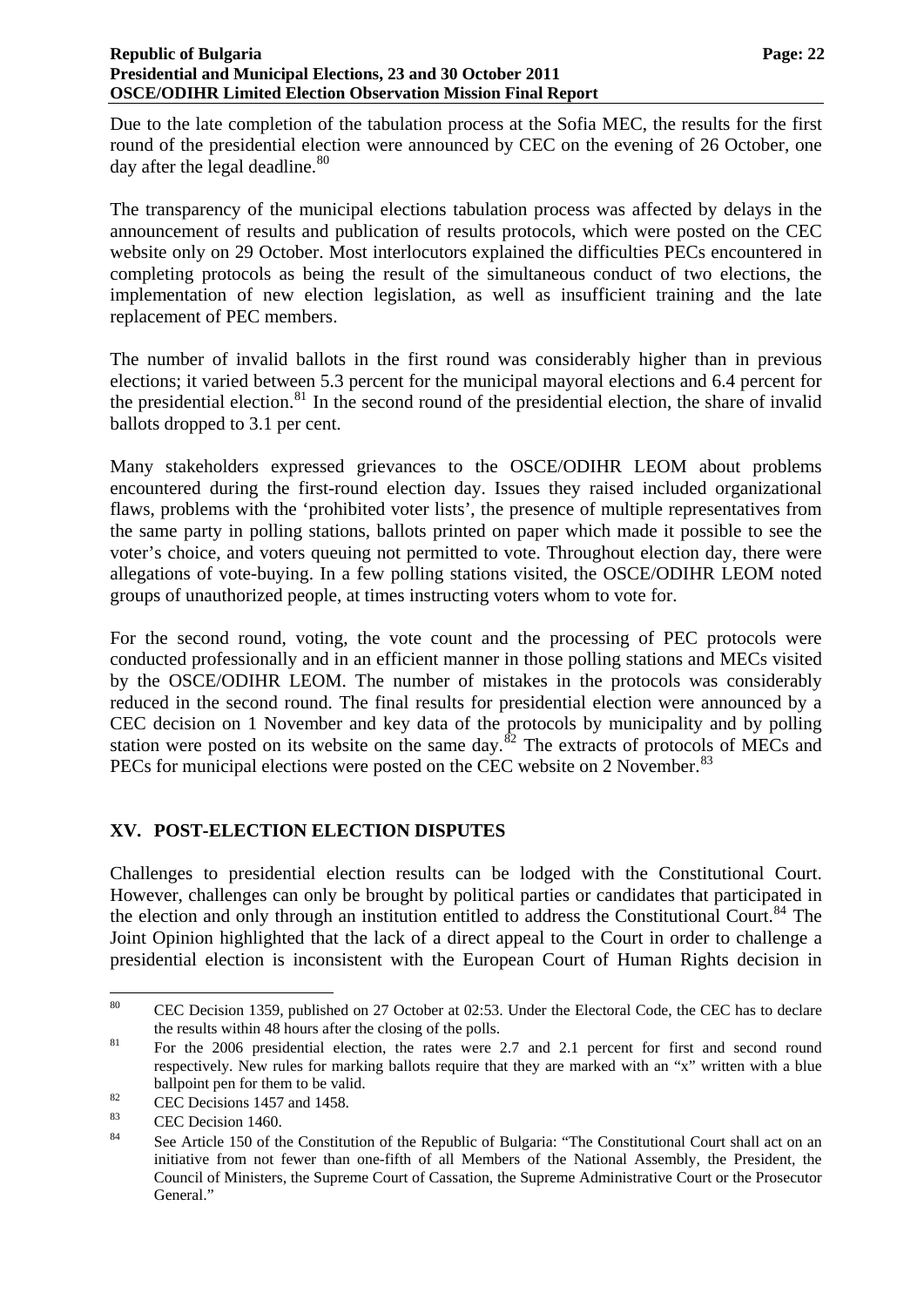Due to the late completion of the tabulation process at the Sofia MEC, the results for the first round of the presidential election were announced by CEC on the evening of 26 October, one day after the legal deadline.[80]

The transparency of the municipal elections tabulation process was affected by delays in the announcement of results and publication of results protocols, which were posted on the CEC website only on 29 October. Most interlocutors explained the difficulties PECs encountered in completing protocols as being the result of the simultaneous conduct of two elections, the implementation of new election legislation, as well as insufficient training and the late replacement of PEC members.

The number of invalid ballots in the first round was considerably higher than in previous elections; it varied between 5.3 percent for the municipal mayoral elections and 6.4 percent for the presidential election.[81] In the second round of the presidential election, the share of invalid ballots dropped to 3.1 per cent.

Many stakeholders expressed grievances to the OSCE/ODIHR LEOM about problems encountered during the first-round election day. Issues they raised included organizational flaws, problems with the 'prohibited voter lists', the presence of multiple representatives from the same party in polling stations, ballots printed on paper which made it possible to see the voter's choice, and voters queuing not permitted to vote. Throughout election day, there were allegations of vote-buying. In a few polling stations visited, the OSCE/ODIHR LEOM noted groups of unauthorized people, at times instructing voters whom to vote for.

For the second round, voting, the vote count and the processing of PEC protocols were conducted professionally and in an efficient manner in those polling stations and MECs visited by the OSCE/ODIHR LEOM. The number of mistakes in the protocols was considerably reduced in the second round. The final results for presidential election were announced by a CEC decision on 1 November and key data of the protocols by municipality and by polling station were posted on its website on the same day.[82] The extracts of protocols of MECs and PECs for municipal elections were posted on the CEC website on 2 November.[83]

## XV. POST-ELECTION ELECTION DISPUTES

Challenges to presidential election results can be lodged with the Constitutional Court. However, challenges can only be brought by political parties or candidates that participated in the election and only through an institution entitled to address the Constitutional Court.[84] The Joint Opinion highlighted that the lack of a direct appeal to the Court in order to challenge a presidential election is inconsistent with the European Court of Human Rights decision in

---

[80] CEC Decision 1359, published on 27 October at 02:53. Under the Electoral Code, the CEC has to declare the results within 48 hours after the closing of the polls.

[81] For the 2006 presidential election, the rates were 2.7 and 2.1 percent for first and second round respectively. New rules for marking ballots require that they are marked with an "x" written with a blue ballpoint pen for them to be valid.

[82] CEC Decisions 1457 and 1458.

[83] CEC Decision 1460.

[84] See Article 150 of the Constitution of the Republic of Bulgaria: "The Constitutional Court shall act on an initiative from not fewer than one-fifth of all Members of the National Assembly, the President, the Council of Ministers, the Supreme Court of Cassation, the Supreme Administrative Court or the Prosecutor General."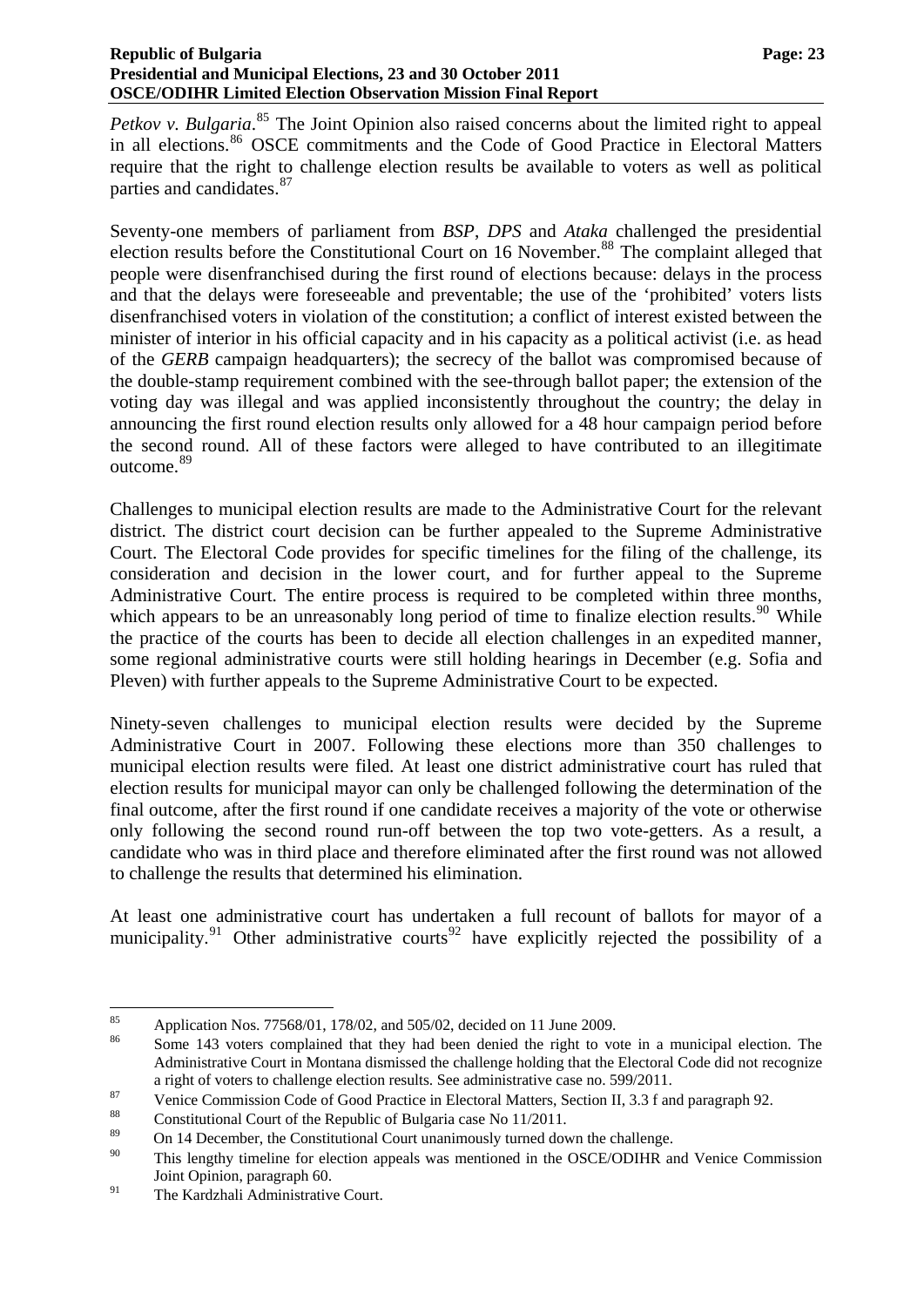*Petkov v. Bulgaria*.[85] The Joint Opinion also raised concerns about the limited right to appeal in all elections.[86] OSCE commitments and the Code of Good Practice in Electoral Matters require that the right to challenge election results be available to voters as well as political parties and candidates.[87]

Seventy-one members of parliament from *BSP*, *DPS* and *Ataka* challenged the presidential election results before the Constitutional Court on 16 November.[88] The complaint alleged that people were disenfranchised during the first round of elections because: delays in the process and that the delays were foreseeable and preventable; the use of the 'prohibited' voters lists disenfranchised voters in violation of the constitution; a conflict of interest existed between the minister of interior in his official capacity and in his capacity as a political activist (i.e. as head of the *GERB* campaign headquarters); the secrecy of the ballot was compromised because of the double-stamp requirement combined with the see-through ballot paper; the extension of the voting day was illegal and was applied inconsistently throughout the country; the delay in announcing the first round election results only allowed for a 48 hour campaign period before the second round. All of these factors were alleged to have contributed to an illegitimate outcome.[89]

Challenges to municipal election results are made to the Administrative Court for the relevant district. The district court decision can be further appealed to the Supreme Administrative Court. The Electoral Code provides for specific timelines for the filing of the challenge, its consideration and decision in the lower court, and for further appeal to the Supreme Administrative Court. The entire process is required to be completed within three months, which appears to be an unreasonably long period of time to finalize election results.[90] While the practice of the courts has been to decide all election challenges in an expedited manner, some regional administrative courts were still holding hearings in December (e.g. Sofia and Pleven) with further appeals to the Supreme Administrative Court to be expected.

Ninety-seven challenges to municipal election results were decided by the Supreme Administrative Court in 2007. Following these elections more than 350 challenges to municipal election results were filed. At least one district administrative court has ruled that election results for municipal mayor can only be challenged following the determination of the final outcome, after the first round if one candidate receives a majority of the vote or otherwise only following the second round run-off between the top two vote-getters. As a result, a candidate who was in third place and therefore eliminated after the first round was not allowed to challenge the results that determined his elimination.

At least one administrative court has undertaken a full recount of ballots for mayor of a municipality.[91] Other administrative courts[92] have explicitly rejected the possibility of a

---

[85] Application Nos. 77568/01, 178/02, and 505/02, decided on 11 June 2009.

[86] Some 143 voters complained that they had been denied the right to vote in a municipal election. The Administrative Court in Montana dismissed the challenge holding that the Electoral Code did not recognize a right of voters to challenge election results. See administrative case no. 599/2011.

[87] Venice Commission Code of Good Practice in Electoral Matters, Section II, 3.3 f and paragraph 92.

[88] Constitutional Court of the Republic of Bulgaria case No 11/2011.

[89] On 14 December, the Constitutional Court unanimously turned down the challenge.

[90] This lengthy timeline for election appeals was mentioned in the OSCE/ODIHR and Venice Commission Joint Opinion, paragraph 60.

[91] The Kardzhali Administrative Court.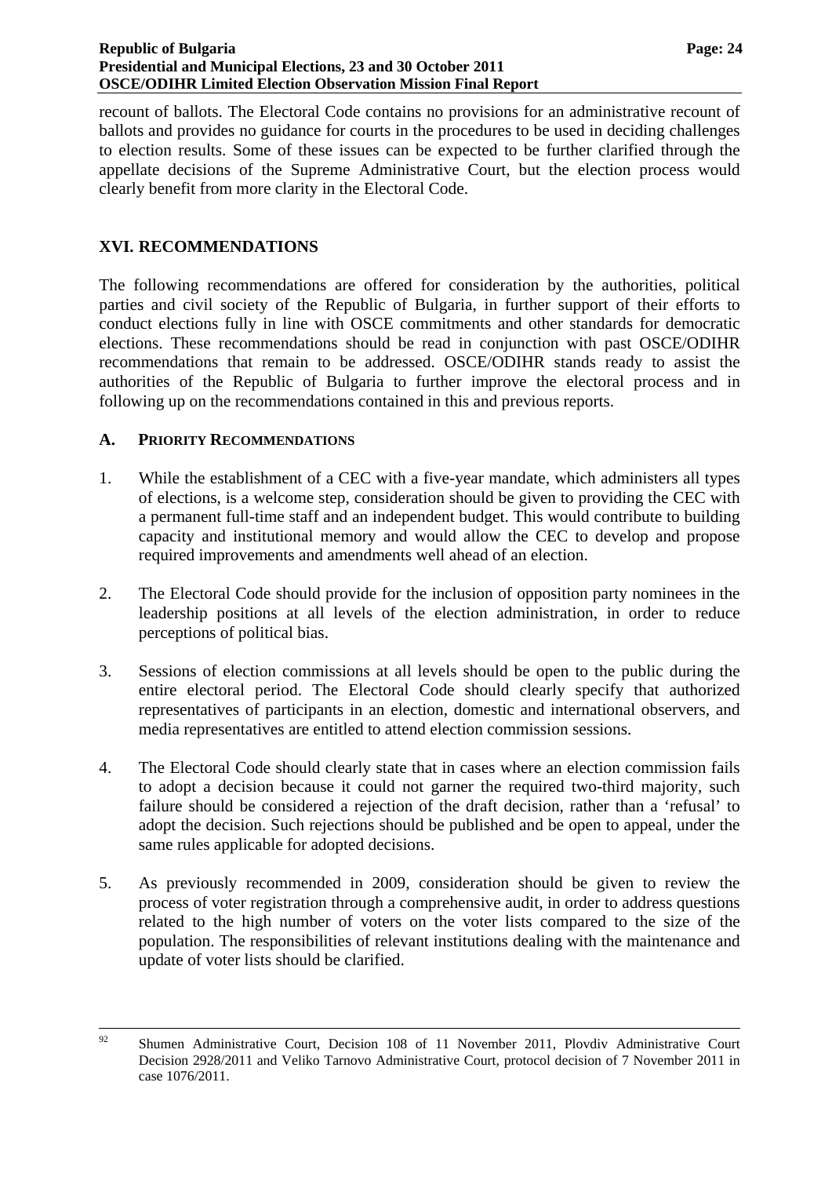recount of ballots. The Electoral Code contains no provisions for an administrative recount of ballots and provides no guidance for courts in the procedures to be used in deciding challenges to election results. Some of these issues can be expected to be further clarified through the appellate decisions of the Supreme Administrative Court, but the election process would clearly benefit from more clarity in the Electoral Code.

## XVI. RECOMMENDATIONS

The following recommendations are offered for consideration by the authorities, political parties and civil society of the Republic of Bulgaria, in further support of their efforts to conduct elections fully in line with OSCE commitments and other standards for democratic elections. These recommendations should be read in conjunction with past OSCE/ODIHR recommendations that remain to be addressed. OSCE/ODIHR stands ready to assist the authorities of the Republic of Bulgaria to further improve the electoral process and in following up on the recommendations contained in this and previous reports.

### A. PRIORITY RECOMMENDATIONS

1. While the establishment of a CEC with a five-year mandate, which administers all types of elections, is a welcome step, consideration should be given to providing the CEC with a permanent full-time staff and an independent budget. This would contribute to building capacity and institutional memory and would allow the CEC to develop and propose required improvements and amendments well ahead of an election.

2. The Electoral Code should provide for the inclusion of opposition party nominees in the leadership positions at all levels of the election administration, in order to reduce perceptions of political bias.

3. Sessions of election commissions at all levels should be open to the public during the entire electoral period. The Electoral Code should clearly specify that authorized representatives of participants in an election, domestic and international observers, and media representatives are entitled to attend election commission sessions.

4. The Electoral Code should clearly state that in cases where an election commission fails to adopt a decision because it could not garner the required two-third majority, such failure should be considered a rejection of the draft decision, rather than a 'refusal' to adopt the decision. Such rejections should be published and be open to appeal, under the same rules applicable for adopted decisions.

5. As previously recommended in 2009, consideration should be given to review the process of voter registration through a comprehensive audit, in order to address questions related to the high number of voters on the voter lists compared to the size of the population. The responsibilities of relevant institutions dealing with the maintenance and update of voter lists should be clarified.

---

[92] Shumen Administrative Court, Decision 108 of 11 November 2011, Plovdiv Administrative Court Decision 2928/2011 and Veliko Tarnovo Administrative Court, protocol decision of 7 November 2011 in case 1076/2011.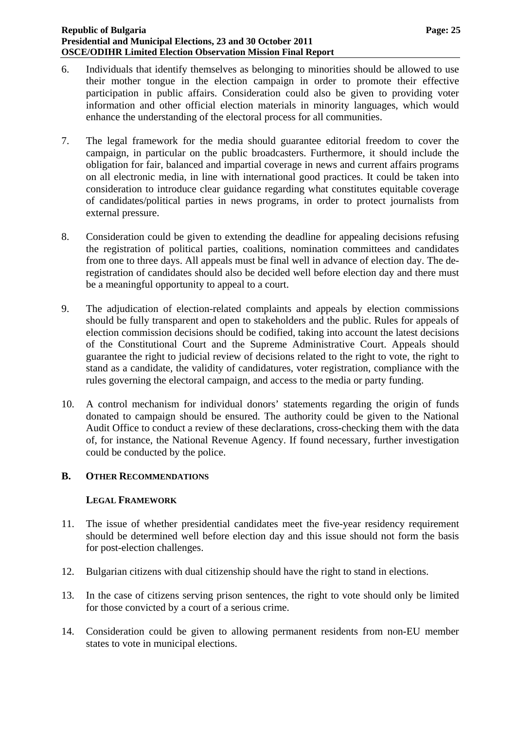6. Individuals that identify themselves as belonging to minorities should be allowed to use their mother tongue in the election campaign in order to promote their effective participation in public affairs. Consideration could also be given to providing voter information and other official election materials in minority languages, which would enhance the understanding of the electoral process for all communities.

7. The legal framework for the media should guarantee editorial freedom to cover the campaign, in particular on the public broadcasters. Furthermore, it should include the obligation for fair, balanced and impartial coverage in news and current affairs programs on all electronic media, in line with international good practices. It could be taken into consideration to introduce clear guidance regarding what constitutes equitable coverage of candidates/political parties in news programs, in order to protect journalists from external pressure.

8. Consideration could be given to extending the deadline for appealing decisions refusing the registration of political parties, coalitions, nomination committees and candidates from one to three days. All appeals must be final well in advance of election day. The de-registration of candidates should also be decided well before election day and there must be a meaningful opportunity to appeal to a court.

9. The adjudication of election-related complaints and appeals by election commissions should be fully transparent and open to stakeholders and the public. Rules for appeals of election commission decisions should be codified, taking into account the latest decisions of the Constitutional Court and the Supreme Administrative Court. Appeals should guarantee the right to judicial review of decisions related to the right to vote, the right to stand as a candidate, the validity of candidatures, voter registration, compliance with the rules governing the electoral campaign, and access to the media or party funding.

10. A control mechanism for individual donors' statements regarding the origin of funds donated to campaign should be ensured. The authority could be given to the National Audit Office to conduct a review of these declarations, cross-checking them with the data of, for instance, the National Revenue Agency. If found necessary, further investigation could be conducted by the police.

## B. Other Recommendations

### Legal Framework

11. The issue of whether presidential candidates meet the five-year residency requirement should be determined well before election day and this issue should not form the basis for post-election challenges.

12. Bulgarian citizens with dual citizenship should have the right to stand in elections.

13. In the case of citizens serving prison sentences, the right to vote should only be limited for those convicted by a court of a serious crime.

14. Consideration could be given to allowing permanent residents from non-EU member states to vote in municipal elections.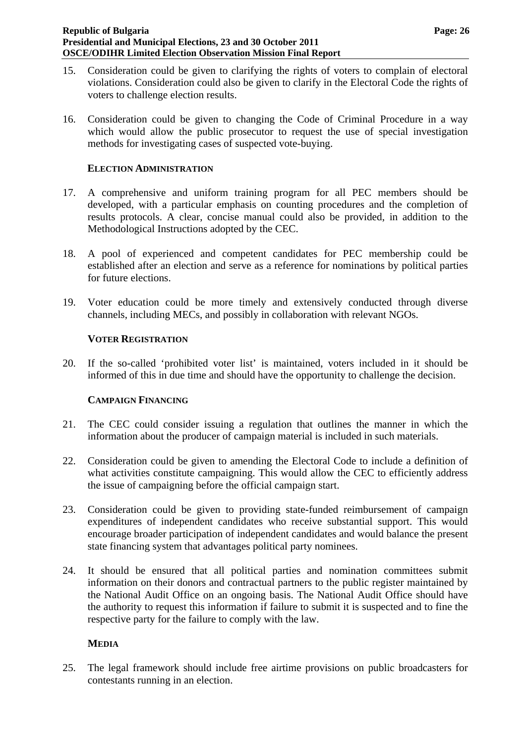15. Consideration could be given to clarifying the rights of voters to complain of electoral violations. Consideration could also be given to clarify in the Electoral Code the rights of voters to challenge election results.

16. Consideration could be given to changing the Code of Criminal Procedure in a way which would allow the public prosecutor to request the use of special investigation methods for investigating cases of suspected vote-buying.

#### ELECTION ADMINISTRATION

17. A comprehensive and uniform training program for all PEC members should be developed, with a particular emphasis on counting procedures and the completion of results protocols. A clear, concise manual could also be provided, in addition to the Methodological Instructions adopted by the CEC.

18. A pool of experienced and competent candidates for PEC membership could be established after an election and serve as a reference for nominations by political parties for future elections.

19. Voter education could be more timely and extensively conducted through diverse channels, including MECs, and possibly in collaboration with relevant NGOs.

#### VOTER REGISTRATION

20. If the so-called 'prohibited voter list' is maintained, voters included in it should be informed of this in due time and should have the opportunity to challenge the decision.

#### CAMPAIGN FINANCING

21. The CEC could consider issuing a regulation that outlines the manner in which the information about the producer of campaign material is included in such materials.

22. Consideration could be given to amending the Electoral Code to include a definition of what activities constitute campaigning. This would allow the CEC to efficiently address the issue of campaigning before the official campaign start.

23. Consideration could be given to providing state-funded reimbursement of campaign expenditures of independent candidates who receive substantial support. This would encourage broader participation of independent candidates and would balance the present state financing system that advantages political party nominees.

24. It should be ensured that all political parties and nomination committees submit information on their donors and contractual partners to the public register maintained by the National Audit Office on an ongoing basis. The National Audit Office should have the authority to request this information if failure to submit it is suspected and to fine the respective party for the failure to comply with the law.

#### MEDIA

25. The legal framework should include free airtime provisions on public broadcasters for contestants running in an election.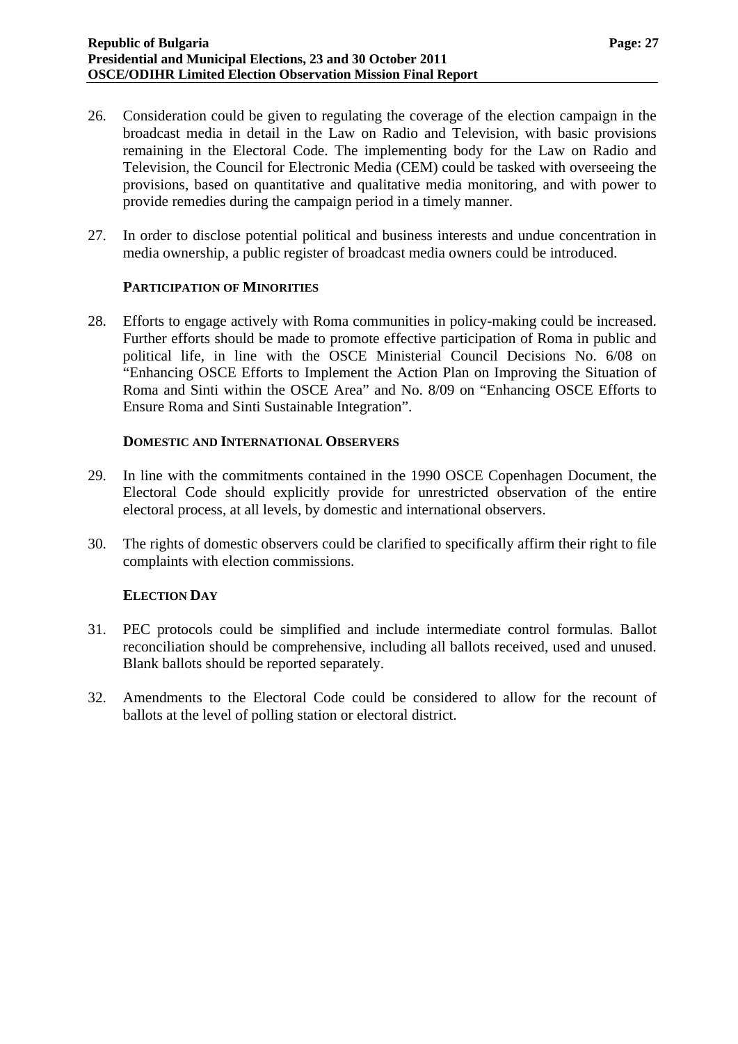26. Consideration could be given to regulating the coverage of the election campaign in the broadcast media in detail in the Law on Radio and Television, with basic provisions remaining in the Electoral Code. The implementing body for the Law on Radio and Television, the Council for Electronic Media (CEM) could be tasked with overseeing the provisions, based on quantitative and qualitative media monitoring, and with power to provide remedies during the campaign period in a timely manner.

27. In order to disclose potential political and business interests and undue concentration in media ownership, a public register of broadcast media owners could be introduced.

### PARTICIPATION OF MINORITIES

28. Efforts to engage actively with Roma communities in policy-making could be increased. Further efforts should be made to promote effective participation of Roma in public and political life, in line with the OSCE Ministerial Council Decisions No. 6/08 on "Enhancing OSCE Efforts to Implement the Action Plan on Improving the Situation of Roma and Sinti within the OSCE Area" and No. 8/09 on "Enhancing OSCE Efforts to Ensure Roma and Sinti Sustainable Integration".

### DOMESTIC AND INTERNATIONAL OBSERVERS

29. In line with the commitments contained in the 1990 OSCE Copenhagen Document, the Electoral Code should explicitly provide for unrestricted observation of the entire electoral process, at all levels, by domestic and international observers.

30. The rights of domestic observers could be clarified to specifically affirm their right to file complaints with election commissions.

### ELECTION DAY

31. PEC protocols could be simplified and include intermediate control formulas. Ballot reconciliation should be comprehensive, including all ballots received, used and unused. Blank ballots should be reported separately.

32. Amendments to the Electoral Code could be considered to allow for the recount of ballots at the level of polling station or electoral district.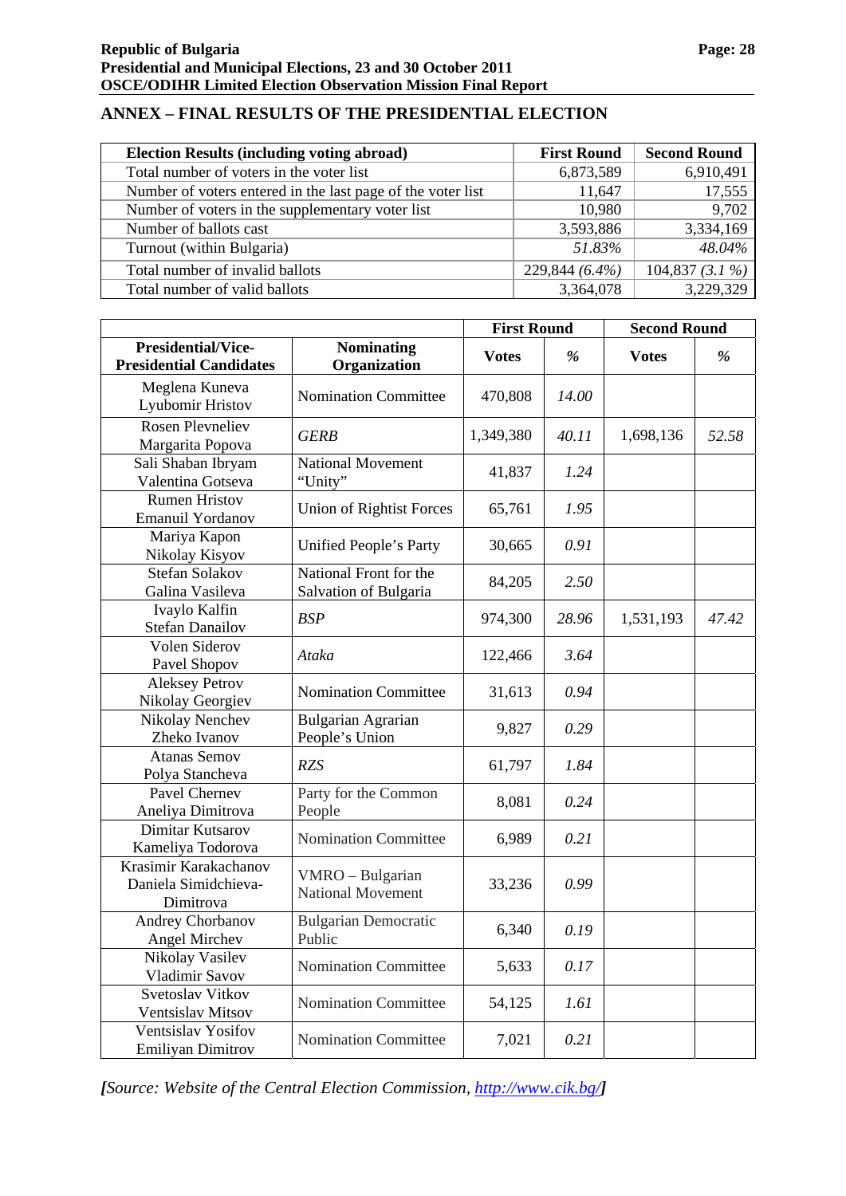## ANNEX – FINAL RESULTS OF THE PRESIDENTIAL ELECTION

| Election Results (including voting abroad) | First Round | Second Round |
|---|---|---|
| Total number of voters in the voter list | 6,873,589 | 6,910,491 |
| Number of voters entered in the last page of the voter list | 11,647 | 17,555 |
| Number of voters in the supplementary voter list | 10,980 | 9,702 |
| Number of ballots cast | 3,593,886 | 3,334,169 |
| Turnout (within Bulgaria) | *51.83%* | *48.04%* |
| Total number of invalid ballots | 229,844 *(6.4%)* | 104,837 *(3.1 %)* |
| Total number of valid ballots | 3,364,078 | 3,229,329 |

| | | First Round | | Second Round | |
|---|---|---|---|---|---|
| **Presidential/Vice-Presidential Candidates** | **Nominating Organization** | **Votes** | ***%*** | **Votes** | ***%*** |
| Meglena Kuneva<br>Lyubomir Hristov | Nomination Committee | 470,808 | *14.00* | | |
| Rosen Plevneliev<br>Margarita Popova | *GERB* | 1,349,380 | *40.11* | 1,698,136 | *52.58* |
| Sali Shaban Ibryam<br>Valentina Gotseva | National Movement "Unity" | 41,837 | *1.24* | | |
| Rumen Hristov<br>Emanuil Yordanov | Union of Rightist Forces | 65,761 | *1.95* | | |
| Mariya Kapon<br>Nikolay Kisyov | Unified People's Party | 30,665 | *0.91* | | |
| Stefan Solakov<br>Galina Vasileva | National Front for the Salvation of Bulgaria | 84,205 | *2.50* | | |
| Ivaylo Kalfin<br>Stefan Danailov | *BSP* | 974,300 | *28.96* | 1,531,193 | *47.42* |
| Volen Siderov<br>Pavel Shopov | *Ataka* | 122,466 | *3.64* | | |
| Aleksey Petrov<br>Nikolay Georgiev | Nomination Committee | 31,613 | *0.94* | | |
| Nikolay Nenchev<br>Zheko Ivanov | Bulgarian Agrarian People's Union | 9,827 | *0.29* | | |
| Atanas Semov<br>Polya Stancheva | *RZS* | 61,797 | *1.84* | | |
| Pavel Chernev<br>Aneliya Dimitrova | Party for the Common People | 8,081 | *0.24* | | |
| Dimitar Kutsarov<br>Kameliya Todorova | Nomination Committee | 6,989 | *0.21* | | |
| Krasimir Karakachanov<br>Daniela Simidchieva-Dimitrova | VMRO – Bulgarian National Movement | 33,236 | *0.99* | | |
| Andrey Chorbanov<br>Angel Mirchev | Bulgarian Democratic Public | 6,340 | *0.19* | | |
| Nikolay Vasilev<br>Vladimir Savov | Nomination Committee | 5,633 | *0.17* | | |
| Svetoslav Vitkov<br>Ventsislav Mitsov | Nomination Committee | 54,125 | *1.61* | | |
| Ventsislav Yosifov<br>Emiliyan Dimitrov | Nomination Committee | 7,021 | *0.21* | | |

***[****Source: Website of the Central Election Commission, http://www.cik.bg/****]***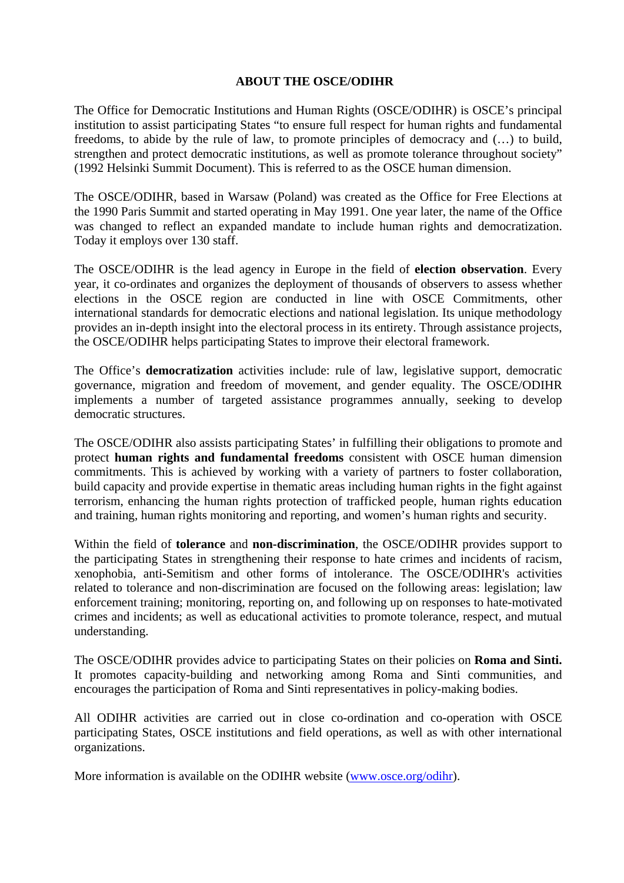## ABOUT THE OSCE/ODIHR

The Office for Democratic Institutions and Human Rights (OSCE/ODIHR) is OSCE's principal institution to assist participating States "to ensure full respect for human rights and fundamental freedoms, to abide by the rule of law, to promote principles of democracy and (…) to build, strengthen and protect democratic institutions, as well as promote tolerance throughout society" (1992 Helsinki Summit Document). This is referred to as the OSCE human dimension.

The OSCE/ODIHR, based in Warsaw (Poland) was created as the Office for Free Elections at the 1990 Paris Summit and started operating in May 1991. One year later, the name of the Office was changed to reflect an expanded mandate to include human rights and democratization. Today it employs over 130 staff.

The OSCE/ODIHR is the lead agency in Europe in the field of **election observation**. Every year, it co-ordinates and organizes the deployment of thousands of observers to assess whether elections in the OSCE region are conducted in line with OSCE Commitments, other international standards for democratic elections and national legislation. Its unique methodology provides an in-depth insight into the electoral process in its entirety. Through assistance projects, the OSCE/ODIHR helps participating States to improve their electoral framework.

The Office's **democratization** activities include: rule of law, legislative support, democratic governance, migration and freedom of movement, and gender equality. The OSCE/ODIHR implements a number of targeted assistance programmes annually, seeking to develop democratic structures.

The OSCE/ODIHR also assists participating States' in fulfilling their obligations to promote and protect **human rights and fundamental freedoms** consistent with OSCE human dimension commitments. This is achieved by working with a variety of partners to foster collaboration, build capacity and provide expertise in thematic areas including human rights in the fight against terrorism, enhancing the human rights protection of trafficked people, human rights education and training, human rights monitoring and reporting, and women's human rights and security.

Within the field of **tolerance** and **non-discrimination**, the OSCE/ODIHR provides support to the participating States in strengthening their response to hate crimes and incidents of racism, xenophobia, anti-Semitism and other forms of intolerance. The OSCE/ODIHR's activities related to tolerance and non-discrimination are focused on the following areas: legislation; law enforcement training; monitoring, reporting on, and following up on responses to hate-motivated crimes and incidents; as well as educational activities to promote tolerance, respect, and mutual understanding.

The OSCE/ODIHR provides advice to participating States on their policies on **Roma and Sinti.** It promotes capacity-building and networking among Roma and Sinti communities, and encourages the participation of Roma and Sinti representatives in policy-making bodies.

All ODIHR activities are carried out in close co-ordination and co-operation with OSCE participating States, OSCE institutions and field operations, as well as with other international organizations.

More information is available on the ODIHR website ([www.osce.org/odihr](www.osce.org/odihr)).